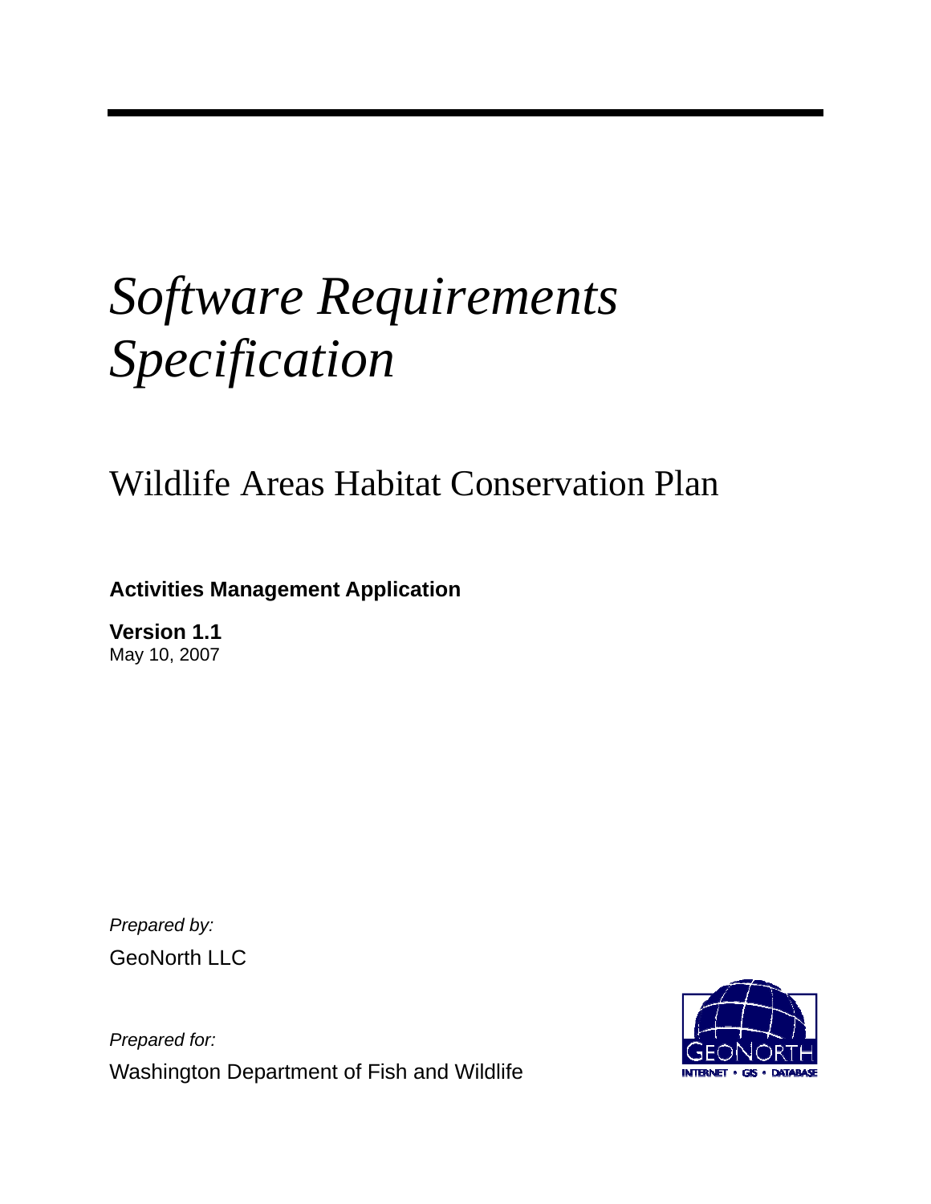# *Software Requirements Specification*

## Wildlife Areas Habitat Conservation Plan

**Activities Management Application**

**Version 1.1**
May 10, 2007

*Prepared by:*
GeoNorth LLC

*Prepared for:*
Washington Department of Fish and Wildlife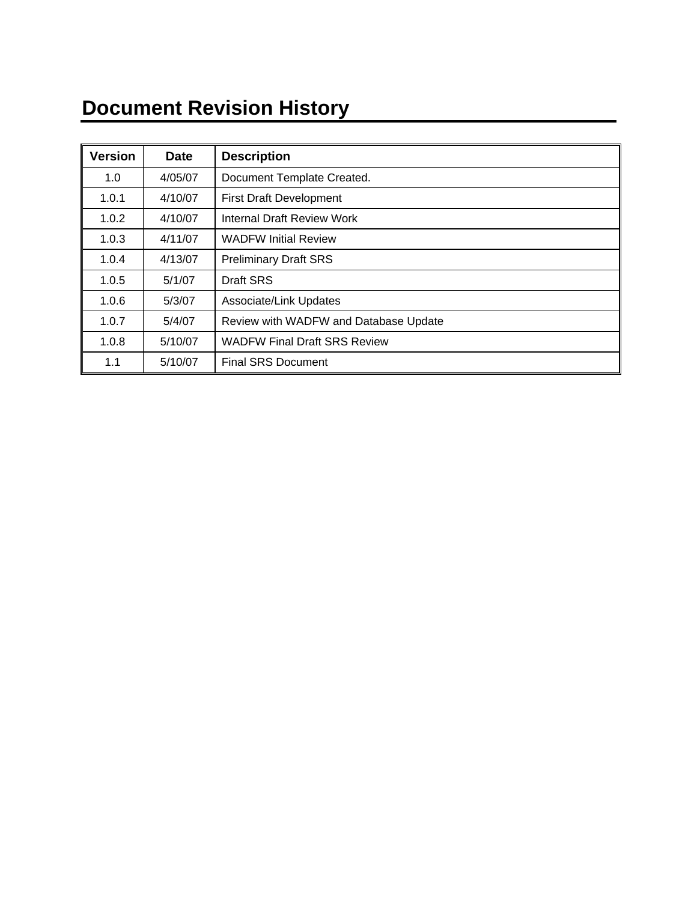# Document Revision History

| Version | Date | Description |
|---|---|---|
| 1.0 | 4/05/07 | Document Template Created. |
| 1.0.1 | 4/10/07 | First Draft Development |
| 1.0.2 | 4/10/07 | Internal Draft Review Work |
| 1.0.3 | 4/11/07 | WADFW Initial Review |
| 1.0.4 | 4/13/07 | Preliminary Draft SRS |
| 1.0.5 | 5/1/07 | Draft SRS |
| 1.0.6 | 5/3/07 | Associate/Link Updates |
| 1.0.7 | 5/4/07 | Review with WADFW and Database Update |
| 1.0.8 | 5/10/07 | WADFW Final Draft SRS Review |
| 1.1 | 5/10/07 | Final SRS Document |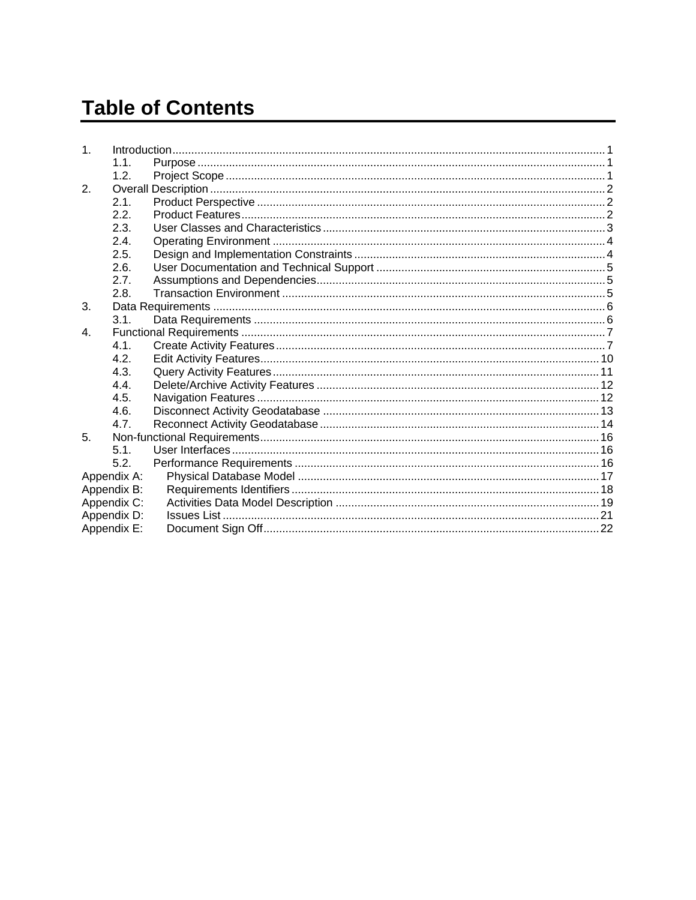# Table of Contents

1. Introduction ..... 1
   - 1.1. Purpose ..... 1
   - 1.2. Project Scope ..... 1
2. Overall Description ..... 2
   - 2.1. Product Perspective ..... 2
   - 2.2. Product Features ..... 2
   - 2.3. User Classes and Characteristics ..... 3
   - 2.4. Operating Environment ..... 4
   - 2.5. Design and Implementation Constraints ..... 4
   - 2.6. User Documentation and Technical Support ..... 5
   - 2.7. Assumptions and Dependencies ..... 5
   - 2.8. Transaction Environment ..... 5
3. Data Requirements ..... 6
   - 3.1. Data Requirements ..... 6
4. Functional Requirements ..... 7
   - 4.1. Create Activity Features ..... 7
   - 4.2. Edit Activity Features ..... 10
   - 4.3. Query Activity Features ..... 11
   - 4.4. Delete/Archive Activity Features ..... 12
   - 4.5. Navigation Features ..... 12
   - 4.6. Disconnect Activity Geodatabase ..... 13
   - 4.7. Reconnect Activity Geodatabase ..... 14
5. Non-functional Requirements ..... 16
   - 5.1. User Interfaces ..... 16
   - 5.2. Performance Requirements ..... 16

Appendix A: Physical Database Model ..... 17
Appendix B: Requirements Identifiers ..... 18
Appendix C: Activities Data Model Description ..... 19
Appendix D: Issues List ..... 21
Appendix E: Document Sign Off ..... 22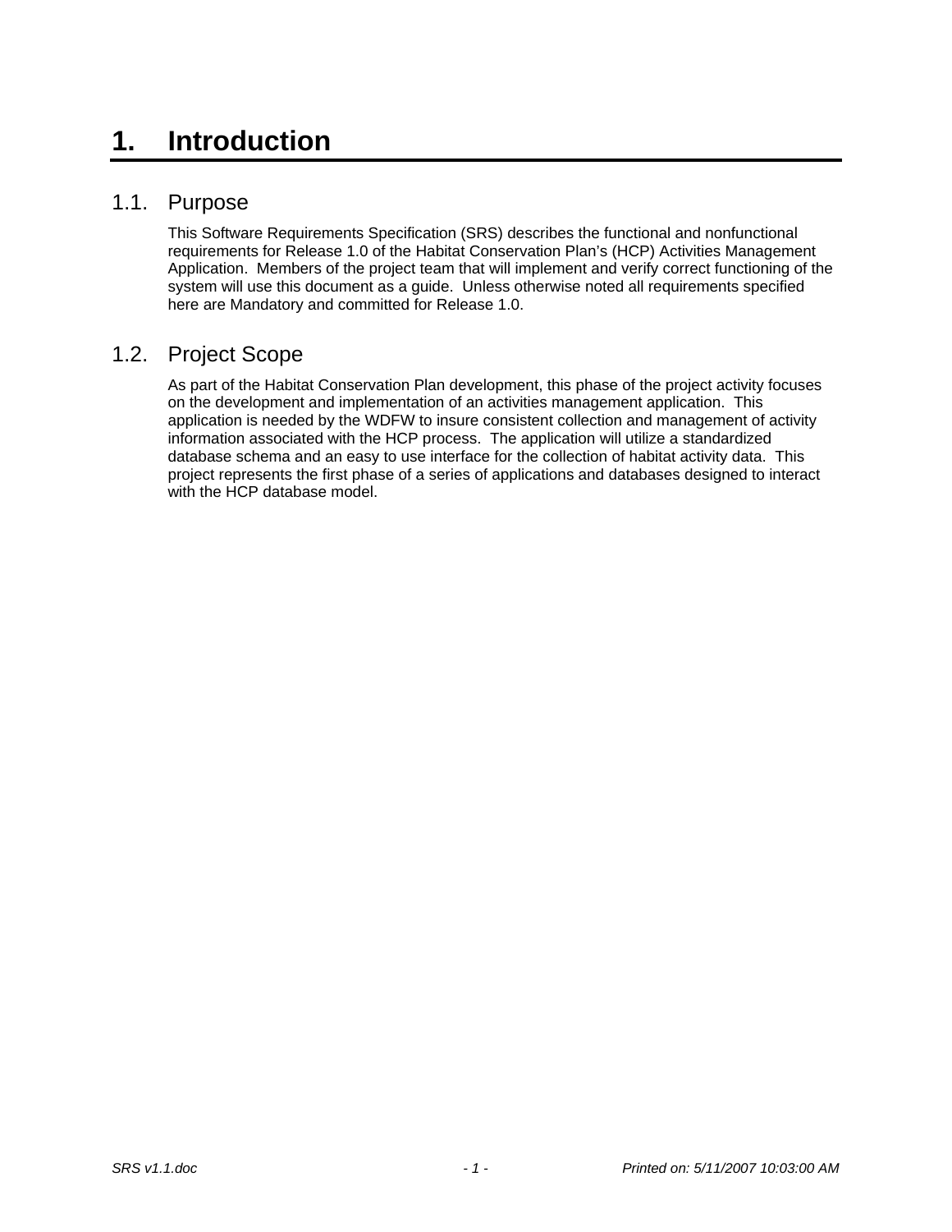# 1. Introduction

## 1.1. Purpose

This Software Requirements Specification (SRS) describes the functional and nonfunctional requirements for Release 1.0 of the Habitat Conservation Plan's (HCP) Activities Management Application. Members of the project team that will implement and verify correct functioning of the system will use this document as a guide. Unless otherwise noted all requirements specified here are Mandatory and committed for Release 1.0.

## 1.2. Project Scope

As part of the Habitat Conservation Plan development, this phase of the project activity focuses on the development and implementation of an activities management application. This application is needed by the WDFW to insure consistent collection and management of activity information associated with the HCP process. The application will utilize a standardized database schema and an easy to use interface for the collection of habitat activity data. This project represents the first phase of a series of applications and databases designed to interact with the HCP database model.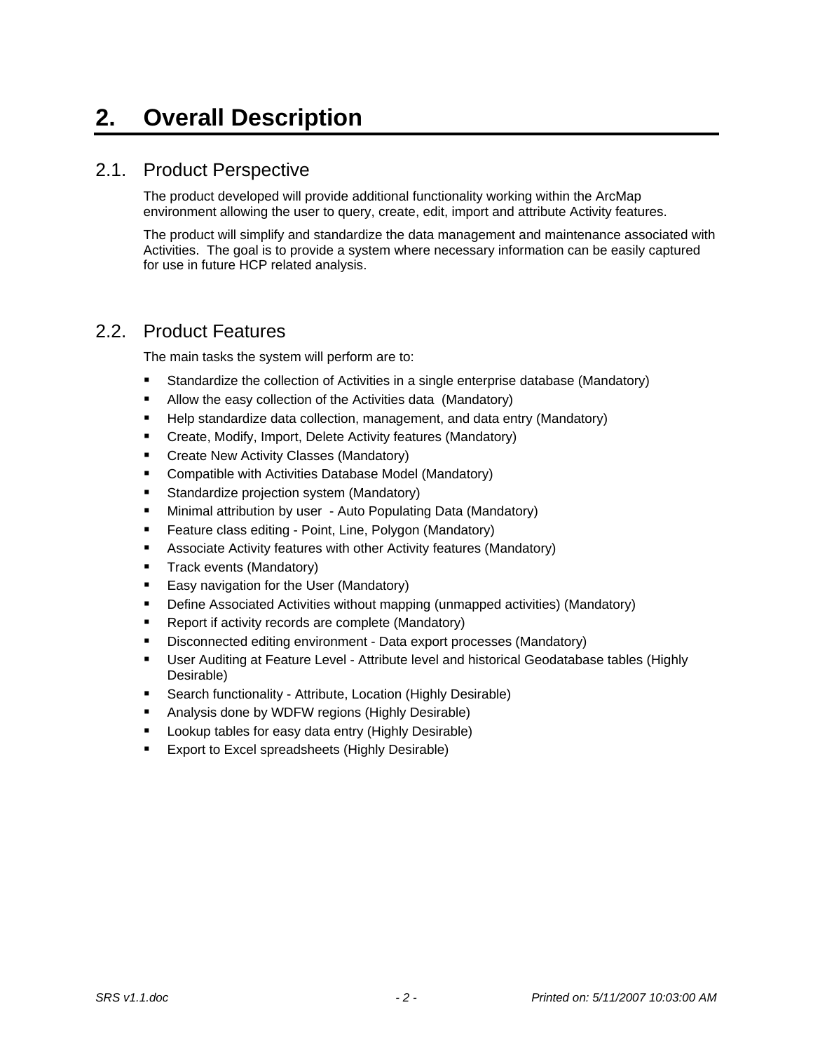# 2. Overall Description

## 2.1. Product Perspective

The product developed will provide additional functionality working within the ArcMap environment allowing the user to query, create, edit, import and attribute Activity features.

The product will simplify and standardize the data management and maintenance associated with Activities. The goal is to provide a system where necessary information can be easily captured for use in future HCP related analysis.

## 2.2. Product Features

The main tasks the system will perform are to:

- Standardize the collection of Activities in a single enterprise database (Mandatory)
- Allow the easy collection of the Activities data (Mandatory)
- Help standardize data collection, management, and data entry (Mandatory)
- Create, Modify, Import, Delete Activity features (Mandatory)
- Create New Activity Classes (Mandatory)
- Compatible with Activities Database Model (Mandatory)
- Standardize projection system (Mandatory)
- Minimal attribution by user - Auto Populating Data (Mandatory)
- Feature class editing - Point, Line, Polygon (Mandatory)
- Associate Activity features with other Activity features (Mandatory)
- Track events (Mandatory)
- Easy navigation for the User (Mandatory)
- Define Associated Activities without mapping (unmapped activities) (Mandatory)
- Report if activity records are complete (Mandatory)
- Disconnected editing environment - Data export processes (Mandatory)
- User Auditing at Feature Level - Attribute level and historical Geodatabase tables (Highly Desirable)
- Search functionality - Attribute, Location (Highly Desirable)
- Analysis done by WDFW regions (Highly Desirable)
- Lookup tables for easy data entry (Highly Desirable)
- Export to Excel spreadsheets (Highly Desirable)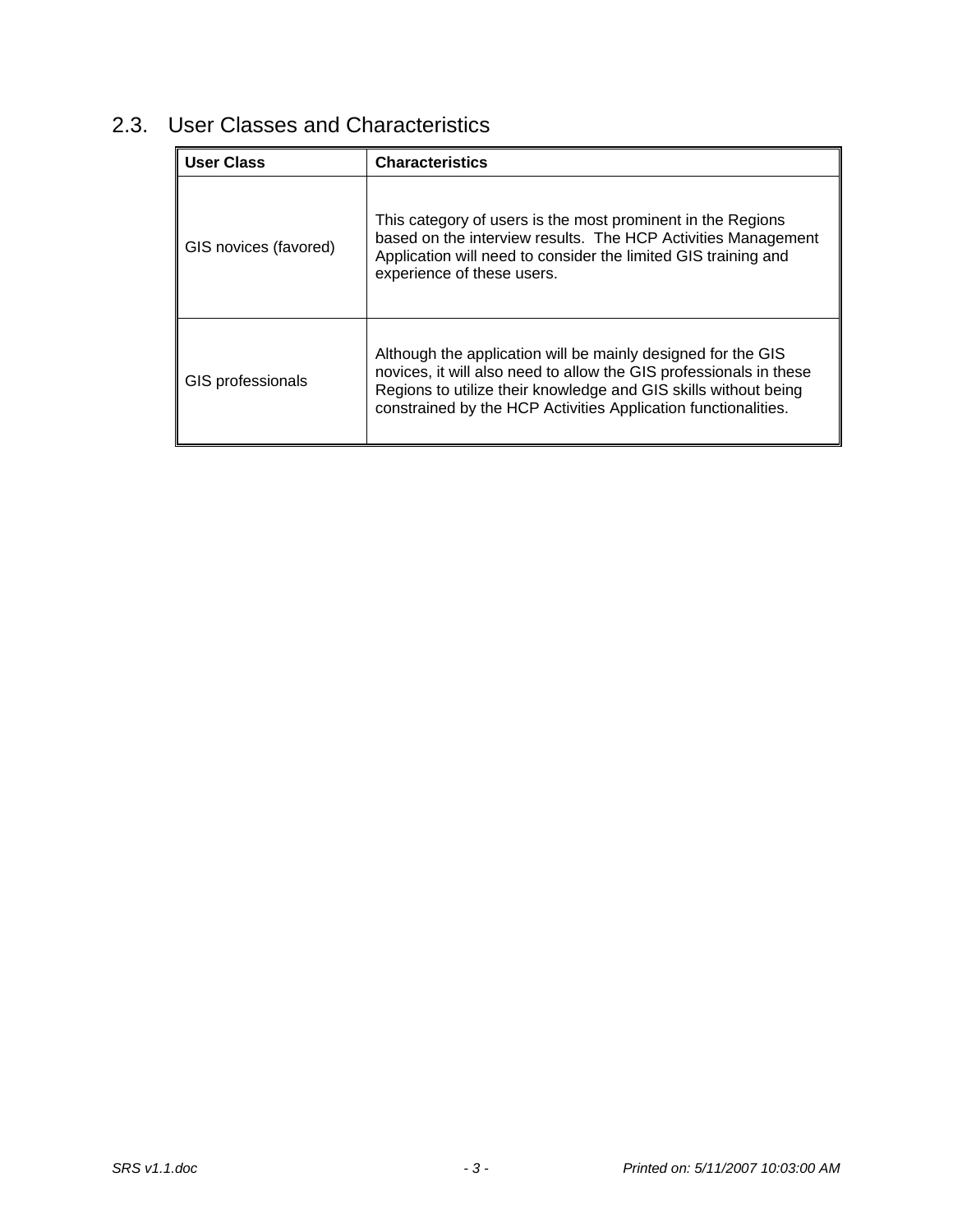## 2.3. User Classes and Characteristics

| User Class | Characteristics |
|---|---|
| GIS novices (favored) | This category of users is the most prominent in the Regions based on the interview results. The HCP Activities Management Application will need to consider the limited GIS training and experience of these users. |
| GIS professionals | Although the application will be mainly designed for the GIS novices, it will also need to allow the GIS professionals in these Regions to utilize their knowledge and GIS skills without being constrained by the HCP Activities Application functionalities. |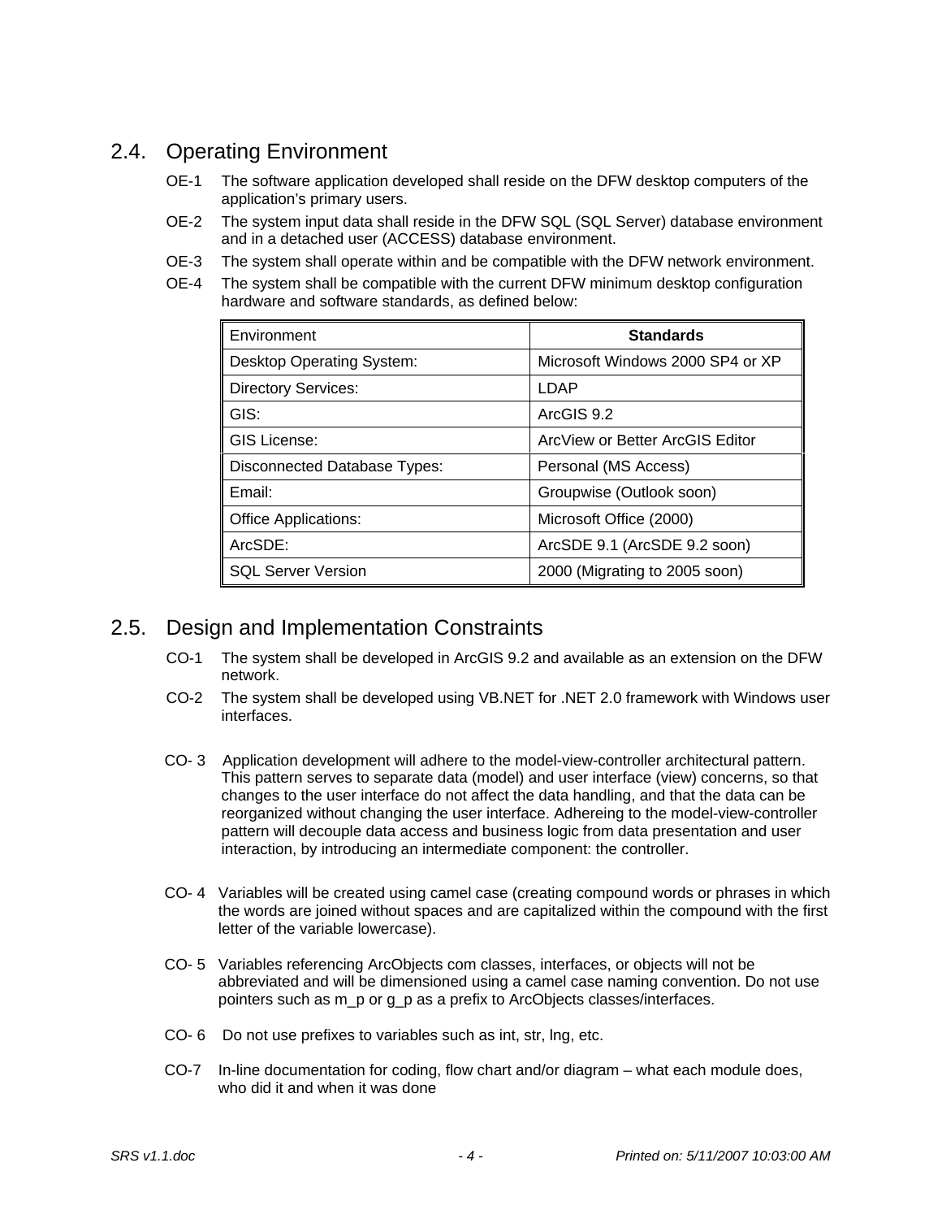## 2.4. Operating Environment

OE-1 The software application developed shall reside on the DFW desktop computers of the application's primary users.

OE-2 The system input data shall reside in the DFW SQL (SQL Server) database environment and in a detached user (ACCESS) database environment.

OE-3 The system shall operate within and be compatible with the DFW network environment.

OE-4 The system shall be compatible with the current DFW minimum desktop configuration hardware and software standards, as defined below:

| Environment | **Standards** |
|---|---|
| Desktop Operating System: | Microsoft Windows 2000 SP4 or XP |
| Directory Services: | LDAP |
| GIS: | ArcGIS 9.2 |
| GIS License: | ArcView or Better ArcGIS Editor |
| Disconnected Database Types: | Personal (MS Access) |
| Email: | Groupwise (Outlook soon) |
| Office Applications: | Microsoft Office (2000) |
| ArcSDE: | ArcSDE 9.1 (ArcSDE 9.2 soon) |
| SQL Server Version | 2000 (Migrating to 2005 soon) |

## 2.5. Design and Implementation Constraints

CO-1 The system shall be developed in ArcGIS 9.2 and available as an extension on the DFW network.

CO-2 The system shall be developed using VB.NET for .NET 2.0 framework with Windows user interfaces.

CO- 3 Application development will adhere to the model-view-controller architectural pattern. This pattern serves to separate data (model) and user interface (view) concerns, so that changes to the user interface do not affect the data handling, and that the data can be reorganized without changing the user interface. Adhereing to the model-view-controller pattern will decouple data access and business logic from data presentation and user interaction, by introducing an intermediate component: the controller.

CO- 4 Variables will be created using camel case (creating compound words or phrases in which the words are joined without spaces and are capitalized within the compound with the first letter of the variable lowercase).

CO- 5 Variables referencing ArcObjects com classes, interfaces, or objects will not be abbreviated and will be dimensioned using a camel case naming convention. Do not use pointers such as m_p or g_p as a prefix to ArcObjects classes/interfaces.

CO- 6 Do not use prefixes to variables such as int, str, lng, etc.

CO-7 In-line documentation for coding, flow chart and/or diagram – what each module does, who did it and when it was done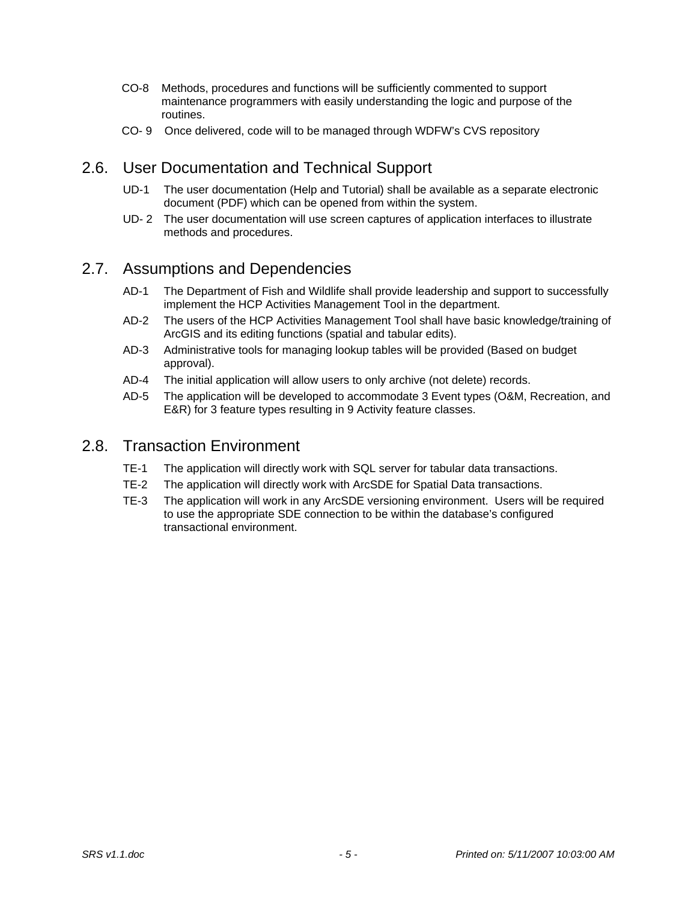CO-8 Methods, procedures and functions will be sufficiently commented to support maintenance programmers with easily understanding the logic and purpose of the routines.

CO- 9 Once delivered, code will to be managed through WDFW's CVS repository

## 2.6. User Documentation and Technical Support

UD-1 The user documentation (Help and Tutorial) shall be available as a separate electronic document (PDF) which can be opened from within the system.

UD- 2 The user documentation will use screen captures of application interfaces to illustrate methods and procedures.

## 2.7. Assumptions and Dependencies

AD-1 The Department of Fish and Wildlife shall provide leadership and support to successfully implement the HCP Activities Management Tool in the department.

AD-2 The users of the HCP Activities Management Tool shall have basic knowledge/training of ArcGIS and its editing functions (spatial and tabular edits).

AD-3 Administrative tools for managing lookup tables will be provided (Based on budget approval).

AD-4 The initial application will allow users to only archive (not delete) records.

AD-5 The application will be developed to accommodate 3 Event types (O&M, Recreation, and E&R) for 3 feature types resulting in 9 Activity feature classes.

## 2.8. Transaction Environment

TE-1 The application will directly work with SQL server for tabular data transactions.

TE-2 The application will directly work with ArcSDE for Spatial Data transactions.

TE-3 The application will work in any ArcSDE versioning environment. Users will be required to use the appropriate SDE connection to be within the database's configured transactional environment.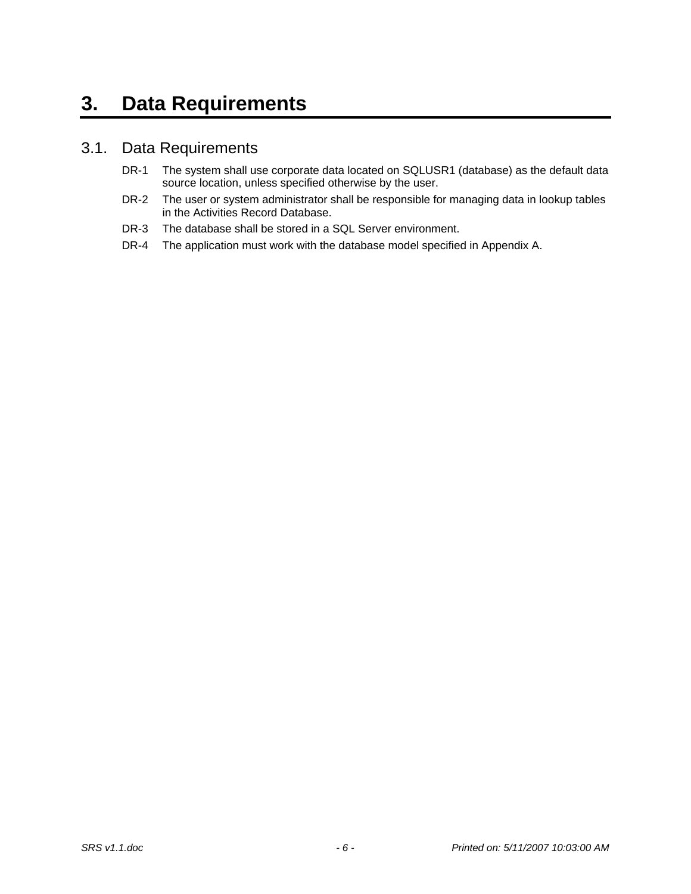# 3. Data Requirements

## 3.1. Data Requirements

DR-1 The system shall use corporate data located on SQLUSR1 (database) as the default data source location, unless specified otherwise by the user.

DR-2 The user or system administrator shall be responsible for managing data in lookup tables in the Activities Record Database.

DR-3 The database shall be stored in a SQL Server environment.

DR-4 The application must work with the database model specified in Appendix A.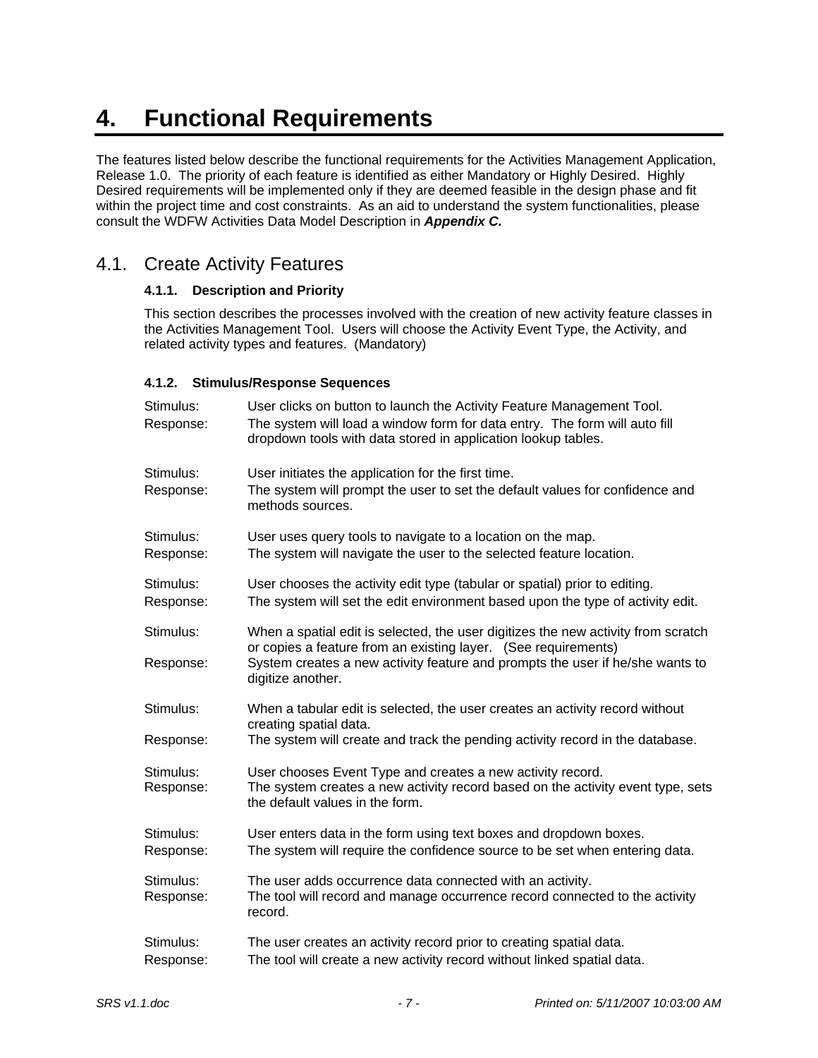# 4. Functional Requirements

The features listed below describe the functional requirements for the Activities Management Application, Release 1.0. The priority of each feature is identified as either Mandatory or Highly Desired. Highly Desired requirements will be implemented only if they are deemed feasible in the design phase and fit within the project time and cost constraints. As an aid to understand the system functionalities, please consult the WDFW Activities Data Model Description in ***Appendix C.***

## 4.1. Create Activity Features

### 4.1.1. Description and Priority

This section describes the processes involved with the creation of new activity feature classes in the Activities Management Tool. Users will choose the Activity Event Type, the Activity, and related activity types and features. (Mandatory)

### 4.1.2. Stimulus/Response Sequences

Stimulus: User clicks on button to launch the Activity Feature Management Tool.
Response: The system will load a window form for data entry. The form will auto fill dropdown tools with data stored in application lookup tables.

Stimulus: User initiates the application for the first time.
Response: The system will prompt the user to set the default values for confidence and methods sources.

Stimulus: User uses query tools to navigate to a location on the map.
Response: The system will navigate the user to the selected feature location.

Stimulus: User chooses the activity edit type (tabular or spatial) prior to editing.
Response: The system will set the edit environment based upon the type of activity edit.

Stimulus: When a spatial edit is selected, the user digitizes the new activity from scratch or copies a feature from an existing layer. (See requirements)
Response: System creates a new activity feature and prompts the user if he/she wants to digitize another.

Stimulus: When a tabular edit is selected, the user creates an activity record without creating spatial data.
Response: The system will create and track the pending activity record in the database.

Stimulus: User chooses Event Type and creates a new activity record.
Response: The system creates a new activity record based on the activity event type, sets the default values in the form.

Stimulus: User enters data in the form using text boxes and dropdown boxes.
Response: The system will require the confidence source to be set when entering data.

Stimulus: The user adds occurrence data connected with an activity.
Response: The tool will record and manage occurrence record connected to the activity record.

Stimulus: The user creates an activity record prior to creating spatial data.
Response: The tool will create a new activity record without linked spatial data.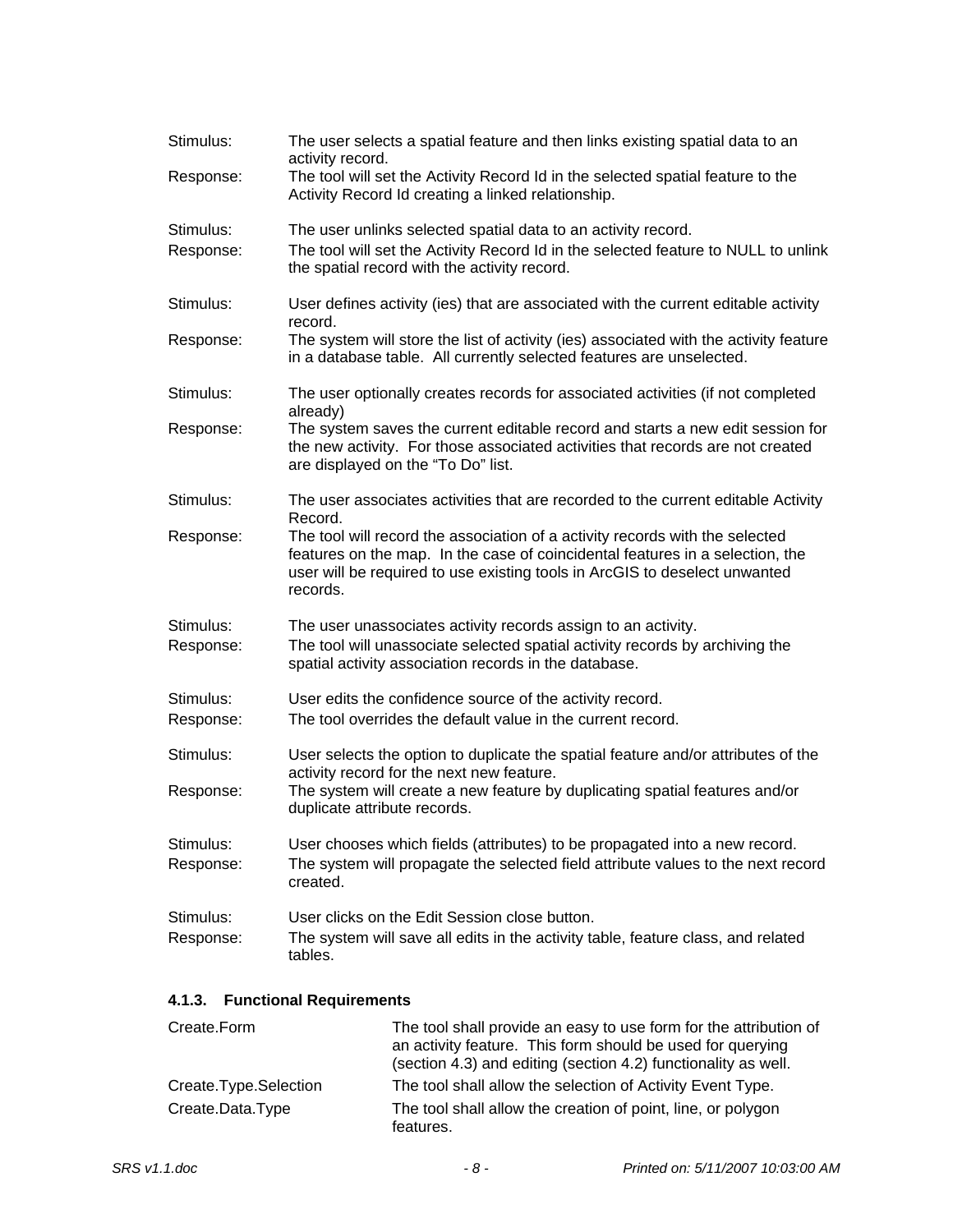Stimulus: The user selects a spatial feature and then links existing spatial data to an activity record.

Response: The tool will set the Activity Record Id in the selected spatial feature to the Activity Record Id creating a linked relationship.

Stimulus: The user unlinks selected spatial data to an activity record.

Response: The tool will set the Activity Record Id in the selected feature to NULL to unlink the spatial record with the activity record.

Stimulus: User defines activity (ies) that are associated with the current editable activity record.

Response: The system will store the list of activity (ies) associated with the activity feature in a database table. All currently selected features are unselected.

Stimulus: The user optionally creates records for associated activities (if not completed already)

Response: The system saves the current editable record and starts a new edit session for the new activity. For those associated activities that records are not created are displayed on the "To Do" list.

Stimulus: The user associates activities that are recorded to the current editable Activity Record.

Response: The tool will record the association of a activity records with the selected features on the map. In the case of coincidental features in a selection, the user will be required to use existing tools in ArcGIS to deselect unwanted records.

Stimulus: The user unassociates activity records assign to an activity.

Response: The tool will unassociate selected spatial activity records by archiving the spatial activity association records in the database.

Stimulus: User edits the confidence source of the activity record.

Response: The tool overrides the default value in the current record.

Stimulus: User selects the option to duplicate the spatial feature and/or attributes of the activity record for the next new feature.

Response: The system will create a new feature by duplicating spatial features and/or duplicate attribute records.

Stimulus: User chooses which fields (attributes) to be propagated into a new record.

Response: The system will propagate the selected field attribute values to the next record created.

Stimulus: User clicks on the Edit Session close button.

Response: The system will save all edits in the activity table, feature class, and related tables.

#### 4.1.3. Functional Requirements

| | |
|---|---|
| Create.Form | The tool shall provide an easy to use form for the attribution of an activity feature. This form should be used for querying (section 4.3) and editing (section 4.2) functionality as well. |
| Create.Type.Selection | The tool shall allow the selection of Activity Event Type. |
| Create.Data.Type | The tool shall allow the creation of point, line, or polygon features. |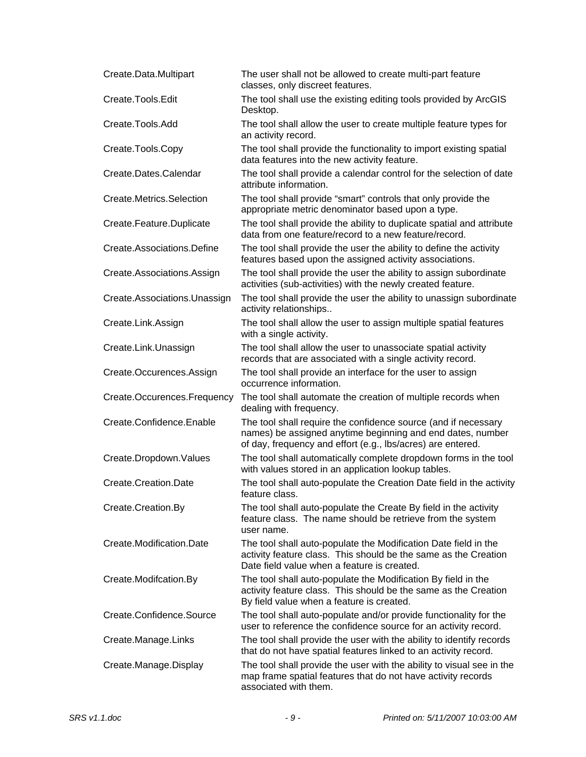| | |
|---|---|
| Create.Data.Multipart | The user shall not be allowed to create multi-part feature classes, only discreet features. |
| Create.Tools.Edit | The tool shall use the existing editing tools provided by ArcGIS Desktop. |
| Create.Tools.Add | The tool shall allow the user to create multiple feature types for an activity record. |
| Create.Tools.Copy | The tool shall provide the functionality to import existing spatial data features into the new activity feature. |
| Create.Dates.Calendar | The tool shall provide a calendar control for the selection of date attribute information. |
| Create.Metrics.Selection | The tool shall provide "smart" controls that only provide the appropriate metric denominator based upon a type. |
| Create.Feature.Duplicate | The tool shall provide the ability to duplicate spatial and attribute data from one feature/record to a new feature/record. |
| Create.Associations.Define | The tool shall provide the user the ability to define the activity features based upon the assigned activity associations. |
| Create.Associations.Assign | The tool shall provide the user the ability to assign subordinate activities (sub-activities) with the newly created feature. |
| Create.Associations.Unassign | The tool shall provide the user the ability to unassign subordinate activity relationships.. |
| Create.Link.Assign | The tool shall allow the user to assign multiple spatial features with a single activity. |
| Create.Link.Unassign | The tool shall allow the user to unassociate spatial activity records that are associated with a single activity record. |
| Create.Occurences.Assign | The tool shall provide an interface for the user to assign occurrence information. |
| Create.Occurences.Frequency | The tool shall automate the creation of multiple records when dealing with frequency. |
| Create.Confidence.Enable | The tool shall require the confidence source (and if necessary names) be assigned anytime beginning and end dates, number of day, frequency and effort (e.g., lbs/acres) are entered. |
| Create.Dropdown.Values | The tool shall automatically complete dropdown forms in the tool with values stored in an application lookup tables. |
| Create.Creation.Date | The tool shall auto-populate the Creation Date field in the activity feature class. |
| Create.Creation.By | The tool shall auto-populate the Create By field in the activity feature class. The name should be retrieve from the system user name. |
| Create.Modification.Date | The tool shall auto-populate the Modification Date field in the activity feature class. This should be the same as the Creation Date field value when a feature is created. |
| Create.Modifcation.By | The tool shall auto-populate the Modification By field in the activity feature class. This should be the same as the Creation By field value when a feature is created. |
| Create.Confidence.Source | The tool shall auto-populate and/or provide functionality for the user to reference the confidence source for an activity record. |
| Create.Manage.Links | The tool shall provide the user with the ability to identify records that do not have spatial features linked to an activity record. |
| Create.Manage.Display | The tool shall provide the user with the ability to visual see in the map frame spatial features that do not have activity records associated with them. |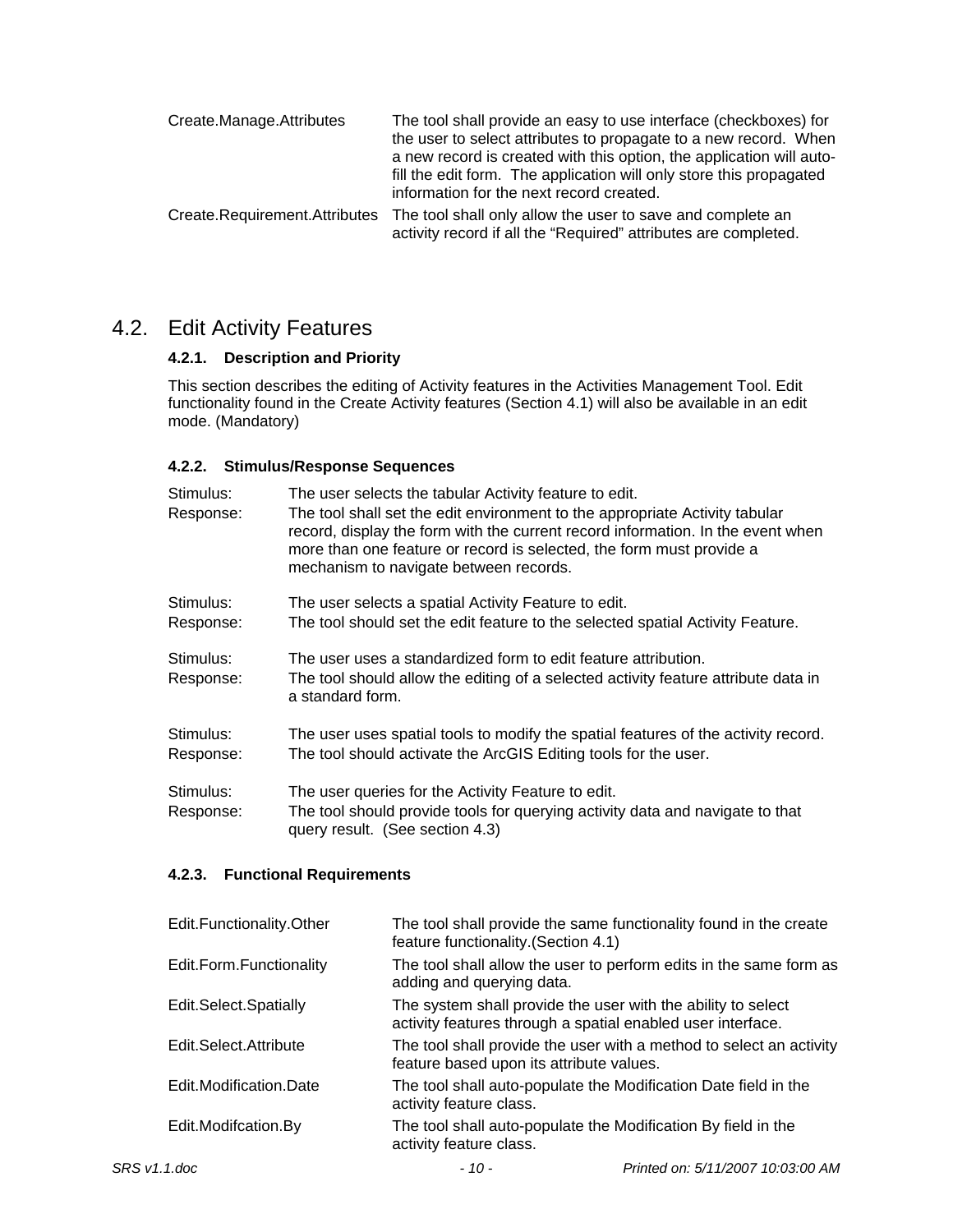| | |
|---|---|
| Create.Manage.Attributes | The tool shall provide an easy to use interface (checkboxes) for the user to select attributes to propagate to a new record. When a new record is created with this option, the application will auto-fill the edit form. The application will only store this propagated information for the next record created. |
| Create.Requirement.Attributes | The tool shall only allow the user to save and complete an activity record if all the "Required" attributes are completed. |

## 4.2. Edit Activity Features

### 4.2.1. Description and Priority

This section describes the editing of Activity features in the Activities Management Tool. Edit functionality found in the Create Activity features (Section 4.1) will also be available in an edit mode. (Mandatory)

### 4.2.2. Stimulus/Response Sequences

Stimulus: The user selects the tabular Activity feature to edit.
Response: The tool shall set the edit environment to the appropriate Activity tabular record, display the form with the current record information. In the event when more than one feature or record is selected, the form must provide a mechanism to navigate between records.

Stimulus: The user selects a spatial Activity Feature to edit.
Response: The tool should set the edit feature to the selected spatial Activity Feature.

Stimulus: The user uses a standardized form to edit feature attribution.
Response: The tool should allow the editing of a selected activity feature attribute data in a standard form.

Stimulus: The user uses spatial tools to modify the spatial features of the activity record.
Response: The tool should activate the ArcGIS Editing tools for the user.

Stimulus: The user queries for the Activity Feature to edit.
Response: The tool should provide tools for querying activity data and navigate to that query result. (See section 4.3)

### 4.2.3. Functional Requirements

| | |
|---|---|
| Edit.Functionality.Other | The tool shall provide the same functionality found in the create feature functionality.(Section 4.1) |
| Edit.Form.Functionality | The tool shall allow the user to perform edits in the same form as adding and querying data. |
| Edit.Select.Spatially | The system shall provide the user with the ability to select activity features through a spatial enabled user interface. |
| Edit.Select.Attribute | The tool shall provide the user with a method to select an activity feature based upon its attribute values. |
| Edit.Modification.Date | The tool shall auto-populate the Modification Date field in the activity feature class. |
| Edit.Modifcation.By | The tool shall auto-populate the Modification By field in the activity feature class. |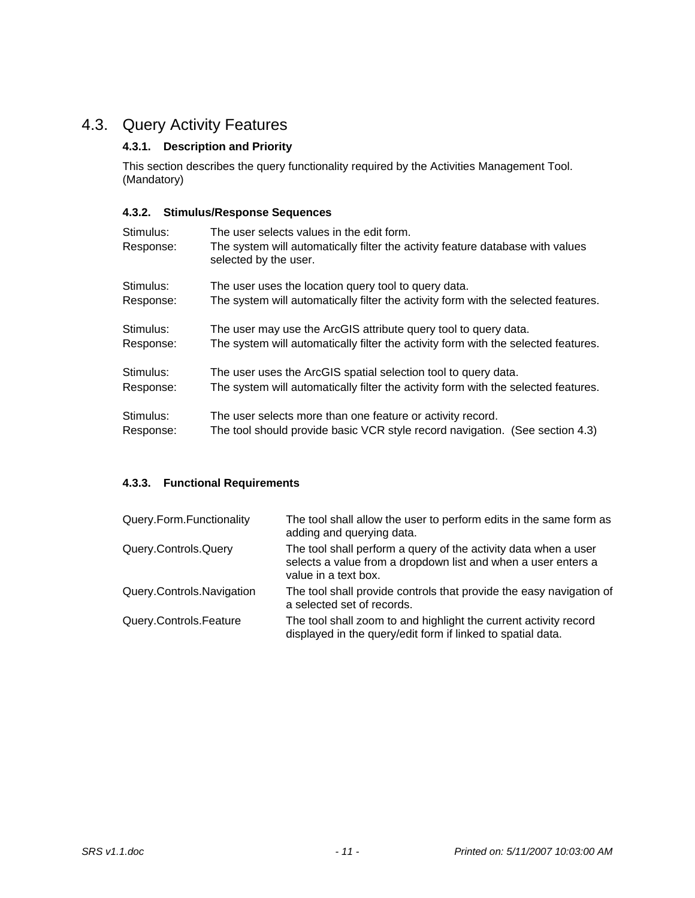## 4.3. Query Activity Features

### 4.3.1. Description and Priority

This section describes the query functionality required by the Activities Management Tool. (Mandatory)

### 4.3.2. Stimulus/Response Sequences

Stimulus: The user selects values in the edit form.
Response: The system will automatically filter the activity feature database with values selected by the user.

Stimulus: The user uses the location query tool to query data.
Response: The system will automatically filter the activity form with the selected features.

Stimulus: The user may use the ArcGIS attribute query tool to query data.
Response: The system will automatically filter the activity form with the selected features.

Stimulus: The user uses the ArcGIS spatial selection tool to query data.
Response: The system will automatically filter the activity form with the selected features.

Stimulus: The user selects more than one feature or activity record.
Response: The tool should provide basic VCR style record navigation. (See section 4.3)

### 4.3.3. Functional Requirements

| | |
|---|---|
| Query.Form.Functionality | The tool shall allow the user to perform edits in the same form as adding and querying data. |
| Query.Controls.Query | The tool shall perform a query of the activity data when a user selects a value from a dropdown list and when a user enters a value in a text box. |
| Query.Controls.Navigation | The tool shall provide controls that provide the easy navigation of a selected set of records. |
| Query.Controls.Feature | The tool shall zoom to and highlight the current activity record displayed in the query/edit form if linked to spatial data. |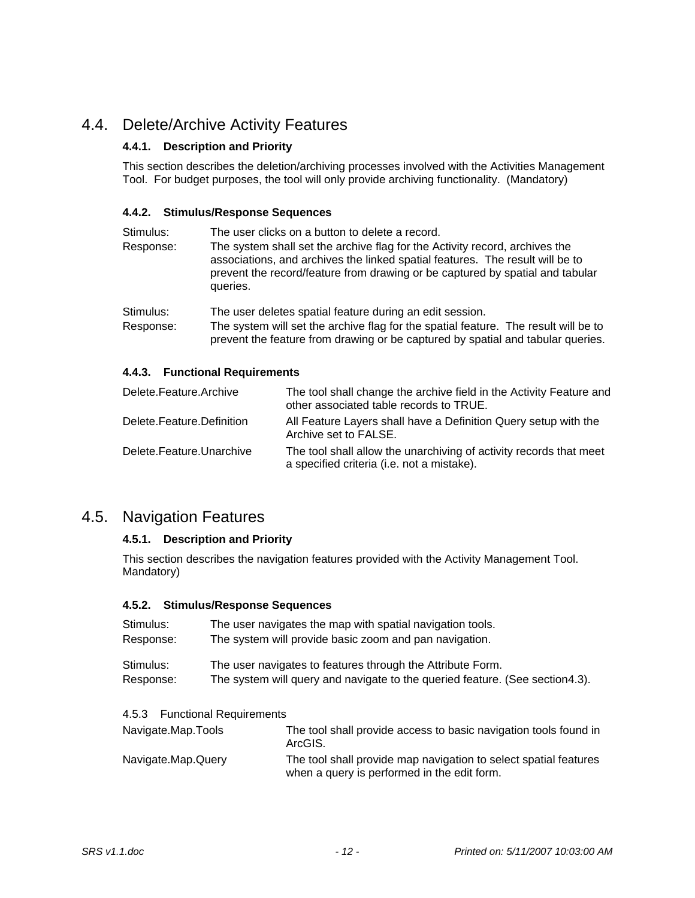## 4.4. Delete/Archive Activity Features

### 4.4.1. Description and Priority

This section describes the deletion/archiving processes involved with the Activities Management Tool. For budget purposes, the tool will only provide archiving functionality. (Mandatory)

### 4.4.2. Stimulus/Response Sequences

| | |
|---|---|
| Stimulus: | The user clicks on a button to delete a record. |
| Response: | The system shall set the archive flag for the Activity record, archives the associations, and archives the linked spatial features. The result will be to prevent the record/feature from drawing or be captured by spatial and tabular queries. |

| | |
|---|---|
| Stimulus: | The user deletes spatial feature during an edit session. |
| Response: | The system will set the archive flag for the spatial feature. The result will be to prevent the feature from drawing or be captured by spatial and tabular queries. |

### 4.4.3. Functional Requirements

| | |
|---|---|
| Delete.Feature.Archive | The tool shall change the archive field in the Activity Feature and other associated table records to TRUE. |
| Delete.Feature.Definition | All Feature Layers shall have a Definition Query setup with the Archive set to FALSE. |
| Delete.Feature.Unarchive | The tool shall allow the unarchiving of activity records that meet a specified criteria (i.e. not a mistake). |

## 4.5. Navigation Features

### 4.5.1. Description and Priority

This section describes the navigation features provided with the Activity Management Tool. Mandatory)

### 4.5.2. Stimulus/Response Sequences

| | |
|---|---|
| Stimulus: | The user navigates the map with spatial navigation tools. |
| Response: | The system will provide basic zoom and pan navigation. |

| | |
|---|---|
| Stimulus: | The user navigates to features through the Attribute Form. |
| Response: | The system will query and navigate to the queried feature. (See section4.3). |

4.5.3 Functional Requirements

| | |
|---|---|
| Navigate.Map.Tools | The tool shall provide access to basic navigation tools found in ArcGIS. |
| Navigate.Map.Query | The tool shall provide map navigation to select spatial features when a query is performed in the edit form. |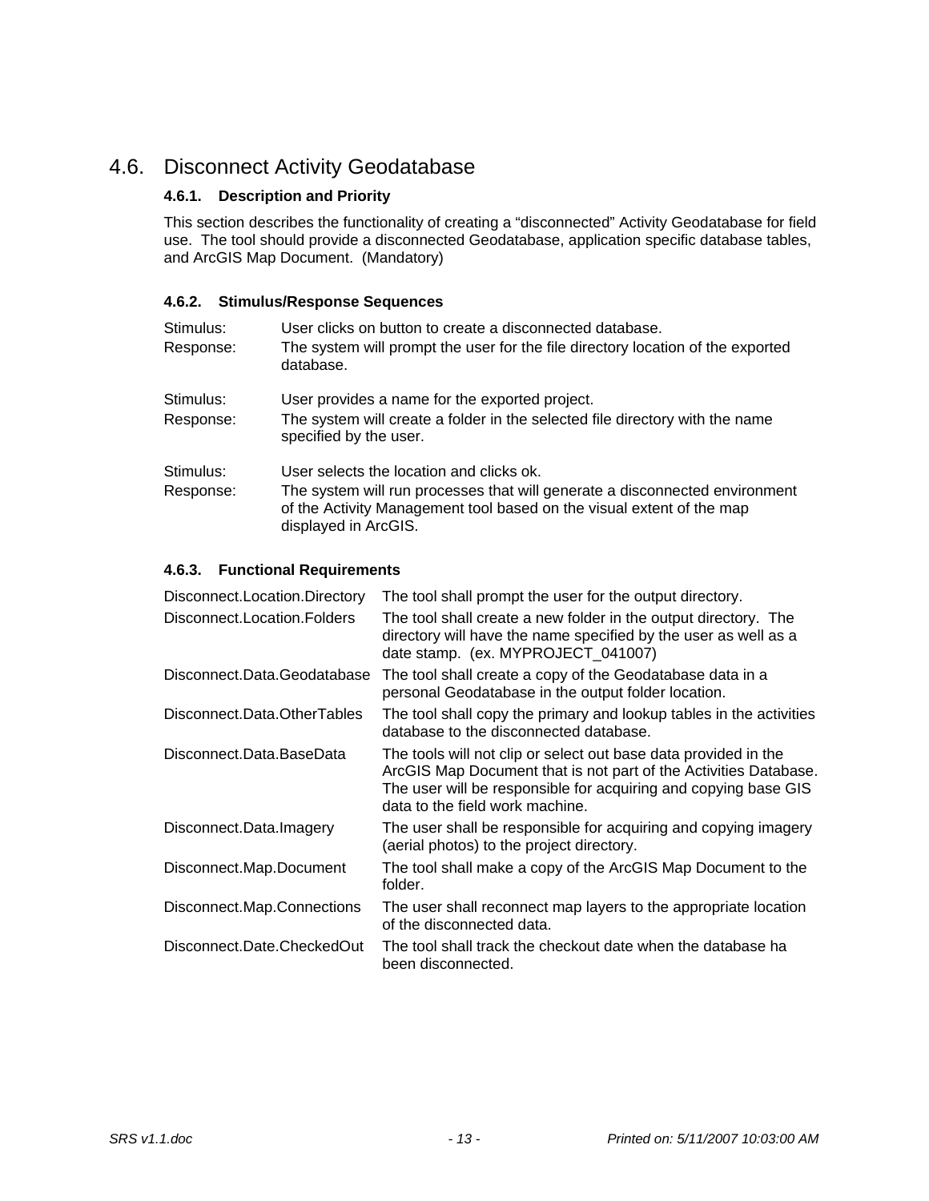## 4.6. Disconnect Activity Geodatabase

### 4.6.1. Description and Priority

This section describes the functionality of creating a "disconnected" Activity Geodatabase for field use. The tool should provide a disconnected Geodatabase, application specific database tables, and ArcGIS Map Document. (Mandatory)

### 4.6.2. Stimulus/Response Sequences

| | |
|---|---|
| Stimulus: | User clicks on button to create a disconnected database. |
| Response: | The system will prompt the user for the file directory location of the exported database. |
| Stimulus: | User provides a name for the exported project. |
| Response: | The system will create a folder in the selected file directory with the name specified by the user. |
| Stimulus: | User selects the location and clicks ok. |
| Response: | The system will run processes that will generate a disconnected environment of the Activity Management tool based on the visual extent of the map displayed in ArcGIS. |

### 4.6.3. Functional Requirements

| | |
|---|---|
| Disconnect.Location.Directory | The tool shall prompt the user for the output directory. |
| Disconnect.Location.Folders | The tool shall create a new folder in the output directory. The directory will have the name specified by the user as well as a date stamp. (ex. MYPROJECT_041007) |
| Disconnect.Data.Geodatabase | The tool shall create a copy of the Geodatabase data in a personal Geodatabase in the output folder location. |
| Disconnect.Data.OtherTables | The tool shall copy the primary and lookup tables in the activities database to the disconnected database. |
| Disconnect.Data.BaseData | The tools will not clip or select out base data provided in the ArcGIS Map Document that is not part of the Activities Database. The user will be responsible for acquiring and copying base GIS data to the field work machine. |
| Disconnect.Data.Imagery | The user shall be responsible for acquiring and copying imagery (aerial photos) to the project directory. |
| Disconnect.Map.Document | The tool shall make a copy of the ArcGIS Map Document to the folder. |
| Disconnect.Map.Connections | The user shall reconnect map layers to the appropriate location of the disconnected data. |
| Disconnect.Date.CheckedOut | The tool shall track the checkout date when the database ha been disconnected. |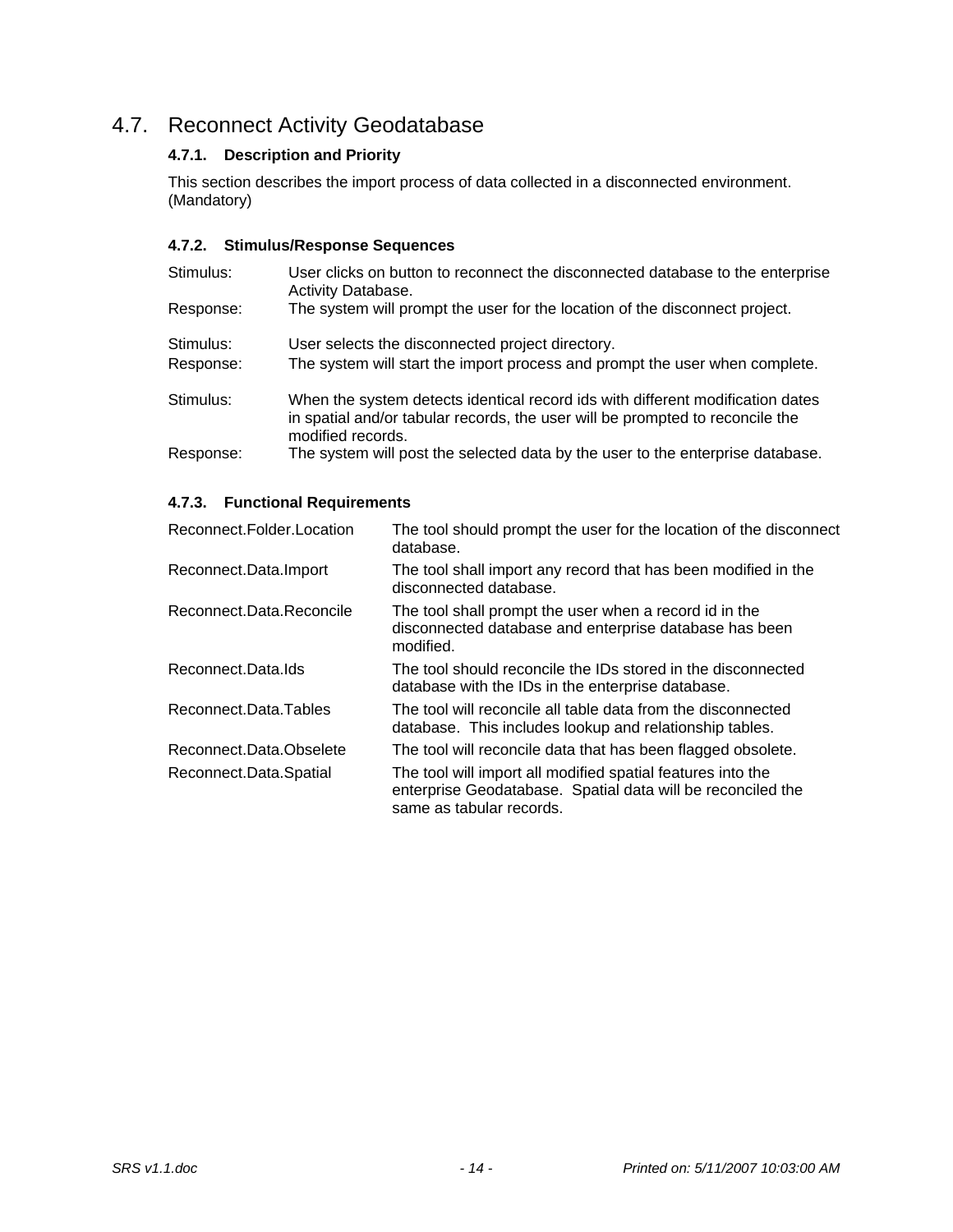## 4.7. Reconnect Activity Geodatabase

### 4.7.1. Description and Priority

This section describes the import process of data collected in a disconnected environment. (Mandatory)

### 4.7.2. Stimulus/Response Sequences

| | |
|---|---|
| Stimulus: | User clicks on button to reconnect the disconnected database to the enterprise Activity Database. |
| Response: | The system will prompt the user for the location of the disconnect project. |
| Stimulus: | User selects the disconnected project directory. |
| Response: | The system will start the import process and prompt the user when complete. |
| Stimulus: | When the system detects identical record ids with different modification dates in spatial and/or tabular records, the user will be prompted to reconcile the modified records. |
| Response: | The system will post the selected data by the user to the enterprise database. |

### 4.7.3. Functional Requirements

| | |
|---|---|
| Reconnect.Folder.Location | The tool should prompt the user for the location of the disconnect database. |
| Reconnect.Data.Import | The tool shall import any record that has been modified in the disconnected database. |
| Reconnect.Data.Reconcile | The tool shall prompt the user when a record id in the disconnected database and enterprise database has been modified. |
| Reconnect.Data.Ids | The tool should reconcile the IDs stored in the disconnected database with the IDs in the enterprise database. |
| Reconnect.Data.Tables | The tool will reconcile all table data from the disconnected database. This includes lookup and relationship tables. |
| Reconnect.Data.Obselete | The tool will reconcile data that has been flagged obsolete. |
| Reconnect.Data.Spatial | The tool will import all modified spatial features into the enterprise Geodatabase. Spatial data will be reconciled the same as tabular records. |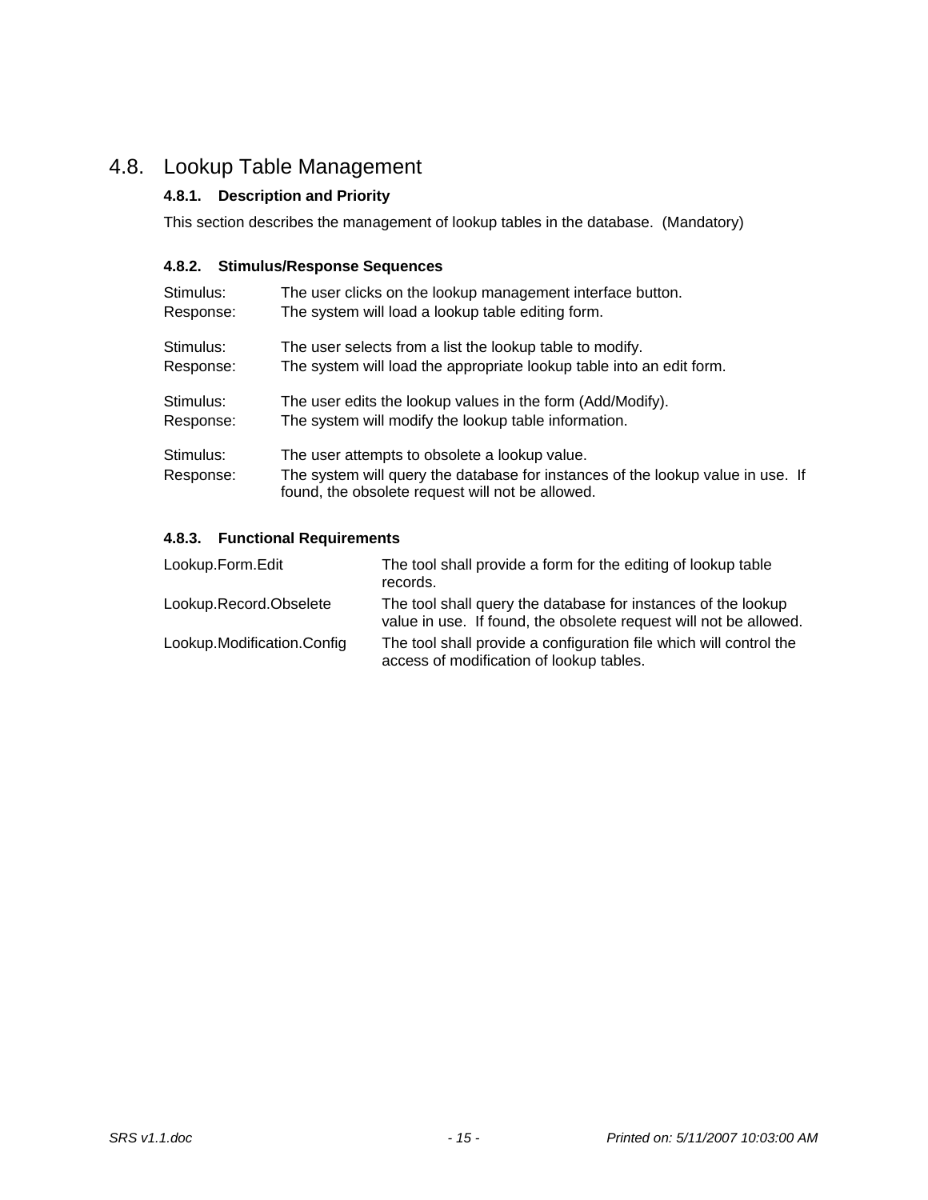## 4.8. Lookup Table Management

### 4.8.1. Description and Priority

This section describes the management of lookup tables in the database. (Mandatory)

### 4.8.2. Stimulus/Response Sequences

Stimulus: The user clicks on the lookup management interface button.
Response: The system will load a lookup table editing form.

Stimulus: The user selects from a list the lookup table to modify.
Response: The system will load the appropriate lookup table into an edit form.

Stimulus: The user edits the lookup values in the form (Add/Modify).
Response: The system will modify the lookup table information.

Stimulus: The user attempts to obsolete a lookup value.
Response: The system will query the database for instances of the lookup value in use. If found, the obsolete request will not be allowed.

### 4.8.3. Functional Requirements

| | |
|---|---|
| Lookup.Form.Edit | The tool shall provide a form for the editing of lookup table records. |
| Lookup.Record.Obselete | The tool shall query the database for instances of the lookup value in use. If found, the obsolete request will not be allowed. |
| Lookup.Modification.Config | The tool shall provide a configuration file which will control the access of modification of lookup tables. |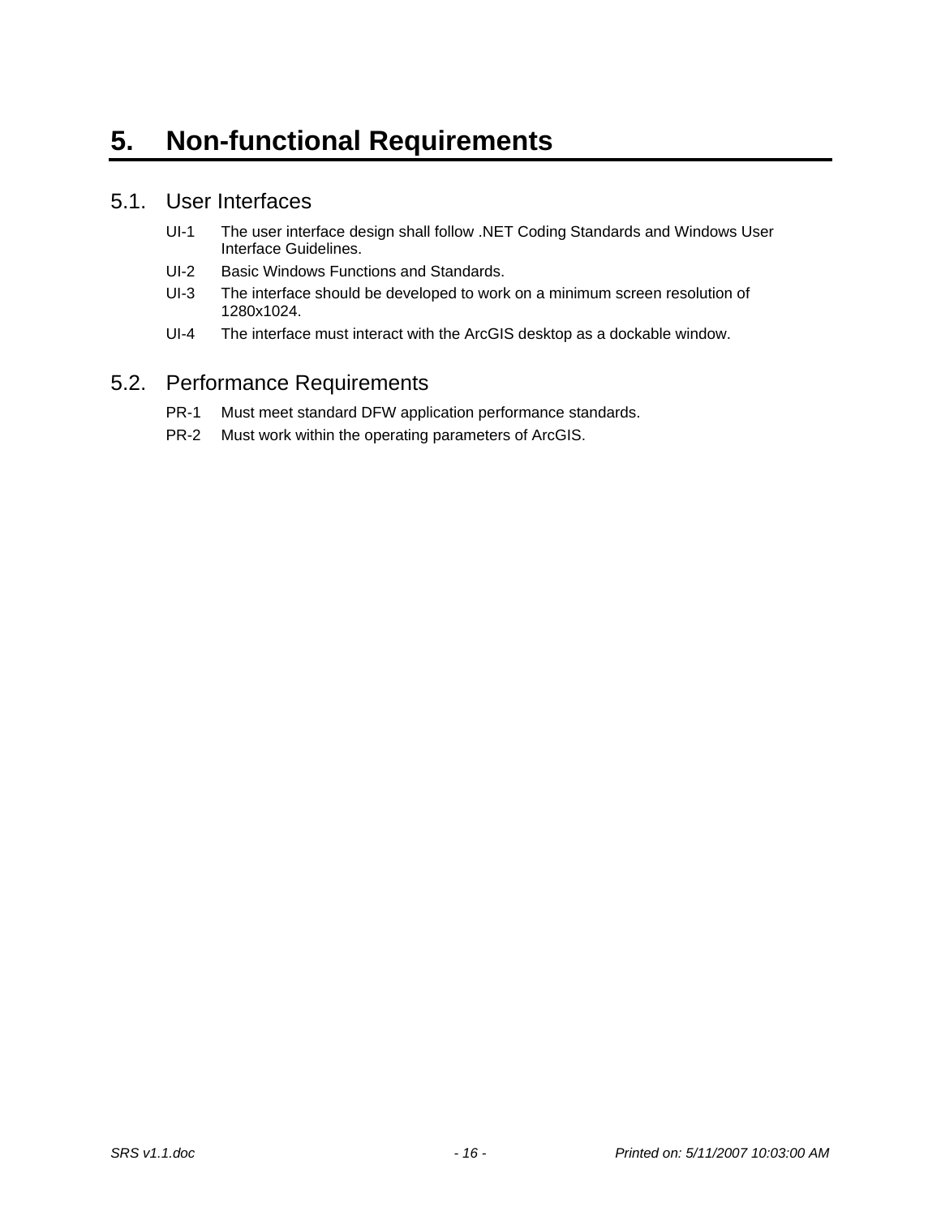# 5. Non-functional Requirements

## 5.1. User Interfaces

UI-1 The user interface design shall follow .NET Coding Standards and Windows User Interface Guidelines.

UI-2 Basic Windows Functions and Standards.

UI-3 The interface should be developed to work on a minimum screen resolution of 1280x1024.

UI-4 The interface must interact with the ArcGIS desktop as a dockable window.

## 5.2. Performance Requirements

PR-1 Must meet standard DFW application performance standards.

PR-2 Must work within the operating parameters of ArcGIS.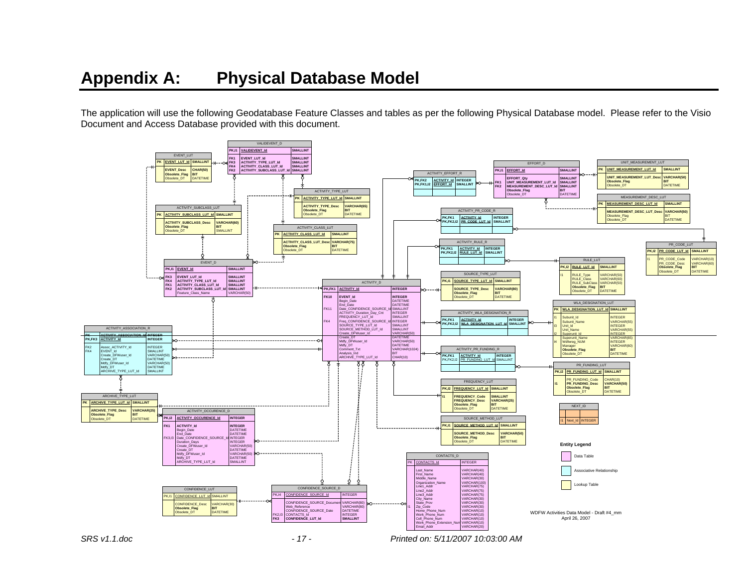# Appendix A: Physical Database Model

The application will use the following Geodatabase Feature Classes and tables as per the following Physical Database model. Please refer to the Visio Document and Access Database provided with this document.

**VALIDEVENT_D**

| Key | Column | Type |
|---|---|---|
| PK,I1 | VALIDEVENT_Id | SMALLINT |
| FK1 | EVENT_LUT_Id | SMALLINT |
| FK3 | ACTIVITY_TYPE_LUT_Id | SMALLINT |
| FK4 | ACTIVITY_CLASS_LUT_Id | SMALLINT |
| FK2 | ACTIVITY_SUBCLASS_LUT_Id | SMALLINT |

**EVENT_LUT**

| Key | Column | Type |
|---|---|---|
| PK | EVENT_LUT_Id | SMALLINT |
| | EVENT_Desc | CHAR(50) |
| | Obsolete_Flag | BIT |
| | Obsolete_DT | DATETIME |

**ACTIVITY_TYPE_LUT**

| Key | Column | Type |
|---|---|---|
| PK | ACTIVITY_TYPE_LUT_Id | SMALLINT |
| | ACTIVITY_TYPE_Desc | VARCHAR(65) |
| | Obsolete_Flag | BIT |
| | Obsolete_DT | DATETIME |

**ACTIVITY_SUBCLASS_LUT**

| Key | Column | Type |
|---|---|---|
| PK | ACTIVITY_SUBCLASS_LUT_Id | SMALLINT |
| | ACTIVITY_SUBCLASS_Desc | VARCHAR(60) |
| | Obsolete_Flag | BIT |
| | Obsolete_DT | SMALLINT |

**ACTIVITY_CLASS_LUT**

| Key | Column | Type |
|---|---|---|
| PK | ACTIVITY_CLASS_LUT_Id | SMALLINT |
| | ACTIVITY_CLASS_LUT_Desc | VARCHAR(75) |
| | Obsolete_Flag | BIT |
| | Obsolete_DT | DATETIME |

**EVENT_D**

| Key | Column | Type |
|---|---|---|
| PK,I1 | EVENT_Id | SMALLINT |
| FK3 | EVENT_LUT_Id | SMALLINT |
| FK4 | ACTIVITY_TYPE_LUT_Id | SMALLINT |
| FK1 | ACTIVITY_CLASS_LUT_Id | SMALLINT |
| FK2 | ACTIVITY_SUBCLASS_LUT_Id | SMALLINT |
| | Feature_Class_Name | VARCHAR(50) |

**ACTIVITY_EFFORT_R**

| Key | Column | Type |
|---|---|---|
| PK,FK2 | ACTIVITY_Id | INTEGER |
| PK,FK1,I2 | EFFORT_Id | SMALLINT |

**EFFORT_D**

| Key | Column | Type |
|---|---|---|
| PK,I1 | EFFORT_Id | SMALLINT |
| | EFFORT_Qty | SMALLINT |
| FK1 | UNIT_MEASUREMENT_LUT_Id | SMALLINT |
| FK2 | MEASUREMENT_DESC_LUT_Id | SMALLINT |
| | Obsolete_Flag | BIT |
| | Obsolete_DT | DATETIME |

**UNIT_MEASUREMENT_LUT**

| Key | Column | Type |
|---|---|---|
| PK | UNIT_MEASUREMENT_LUT_Id | SMALLINT |
| | UNIT_MEASUREMENT_LUT_Desc | VARCHAR(50) |
| | Obsolete_Flag | BIT |
| | Obsolete_DT | DATETIME |

**MEASUREMENT_DESC_LUT**

| Key | Column | Type |
|---|---|---|
| PK | MEASUREMENT_DESC_LUT_Id | SMALLINT |
| | MEASUREMENT_DESC_LUT_Desc | VARCHAR(50) |
| | Obsolete_Flag | BIT |
| | Obsolete_DT | DATETIME |

**ACTIVITY_PR_CODE_R**

| Key | Column | Type |
|---|---|---|
| PK,FK1 | ACTIVITY_Id | INTEGER |
| PK,FK2,I2 | PR_CODE_LUT_Id | SMALLINT |

**ACTIVITY_RULE_R**

| Key | Column | Type |
|---|---|---|
| PK,FK1 | ACTIVITY_Id | INTEGER |
| PK,FK2,I2 | RULE_LUT_Id | SMALLINT |

**PR_CODE_LUT**

| Key | Column | Type |
|---|---|---|
| PK,I2 | PR_CODE_LUT_Id | SMALLINT |
| I1 | PR_CODE_Code | VARCHAR(10) |
| | PR_CODE_Desc | VARCHAR(60) |
| | Obsolete_Flag | BIT |
| | Obsolete_DT | DATETIME |

**RULE_LUT**

| Key | Column | Type |
|---|---|---|
| PK,I2 | RULE_LUT_Id | SMALLINT |
| I1 | RULE_Type | VARCHAR(50) |
| | RULE_Class | VARCHAR(60) |
| | RULE_SubClass | VARCHAR(50) |
| | Obsolete_Flag | BIT |
| | Obsolete_DT | DATETIME |

**SOURCE_TYPE_LUT**

| Key | Column | Type |
|---|---|---|
| PK,I1 | SOURCE_TYPE_LUT_Id | SMALLINT |
| | SOURCE_TYPE_Desc | VARCHAR(80) |
| | Obsolete_Flag | BIT |
| | Obsolete_DT | DATETIME |

**ACTIVITY_D**

| Key | Column | Type |
|---|---|---|
| PK,FK1 | ACTIVITY_Id | INTEGER |
| FK10 | EVENT_Id | INTEGER |
| | Begin_Date | DATETIME |
| | End_Date | DATETIME |
| FK11 | Date_CONFIDENCE_SOURCE_Id | SMALLINT |
| | ACTIVITY_Duration_Day_Cnt | INTEGER |
| | FREQUENCY_LUT_Id | SMALLINT |
| FK4 | Freq_CONFIDENCE_SOURCE_Id | INTEGER |
| | SOURCE_TYPE_LUT_Id | SMALLINT |
| | SOURCE_METHOD_LUT_Id | SMALLINT |
| | Create_DFWuser_Id | VARCHAR(50) |
| | Create_DT | DATETIME |
| | Mdfy_DFWuser_Id | VARCHAR(50) |
| | Mdfy_DT | DATETIME |
| | Comment_Txt | VARCHAR(1024) |
| | Analysis_Ind | BIT |
| | ARCHIVE_TYPE_LUT_Id | CHAR(10) |

**WLA_DESIGNATION_LUT**

| Key | Column | Type |
|---|---|---|
| PK | WLA_DESIGNATION_LUT_Id | SMALLINT |
| I1 | Subunit_Id | INTEGER |
| | Subunit_Name | VARCHAR(55) |
| I3 | Unit_Id | INTEGER |
| | Unit_Name | VARCHAR(55) |
| I2 | Superunit_Id | INTEGER |
| | Superunit_Name | VARCHAR(65) |
| I4 | Wdfwreg_NUM | INTEGER |
| | Manager | VARCHAR(60) |
| | Obsolete_Flag | BIT |
| | Obsolete_DT | DATETIME |

**ACTIVITY_WLA_DESIGNATION_R**

| Key | Column | Type |
|---|---|---|
| PK,FK1 | ACTIVITY_Id | INTEGER |
| PK,FK2,I2 | WLA_DESIGNATION_LUT_Id | SMALLINT |

**ACTIVITY_ASSOCIATION_R**

| Key | Column | Type |
|---|---|---|
| PK | ACTIVITY_ASSOCIATION_Id | INTEGER |
| PK,FK3 | ACTIVITY_Id | INTEGER |
| FK2 | Assoc_ACTIVITY_Id | INTEGER |
| FK4 | EVENT_Id | SMALLINT |
| | Create_DFWuser_Id | VARCHAR(50) |
| | Create_DT | DATETIME |
| | Mdfy_DFWuser_Id | VARCHAR(50) |
| | Mdfy_DT | DATETIME |
| | ARCHIVE_TYPE_LUT_Id | SMALLINT |

**ACTIVITY_PR_FUNDING_R**

| Key | Column | Type |
|---|---|---|
| PK,FK1 | ACTIVITY_Id | INTEGER |
| PK,FK2,I2 | PR_FUNDING_LUT_Id | SMALLINT |

**PR_FUNDING_LUT**

| Key | Column | Type |
|---|---|---|
| PK,I2 | PR_FUNDING_LUT_Id | SMALLINT |
| | PR_FUNDING_Code | CHAR(10) |
| I1 | PR_FUNDING_Desc | VARCHAR(50) |
| | Obsolete_Flag | BIT |
| | Obsolete_DT | DATETIME |

**FREQUENCY_LUT**

| Key | Column | Type |
|---|---|---|
| PK,I2 | FREQUENCY_LUT_Id | SMALLINT |
| I1 | FREQUENCY_Code | SMALLINT |
| | FREQUENCY_Desc | VARCHAR(25) |
| | Obsolete_Flag | BIT |
| | Obsolete_DT | DATETIME |

**NEXT_ID**

| Key | Column | Type |
|---|---|---|
| I1 | Next_Id | INTEGER |

**ARCHIVE_TYPE_LUT**

| Key | Column | Type |
|---|---|---|
| PK | ARCHIVE_TYPE_LUT_Id | SMALLINT |
| | ARCHIVE_TYPE_Desc | VARCHAR(25) |
| | Obsolete_Flag | BIT |
| | Obsolete_DT | DATETIME |

**ACTIVITY_OCCURENCE_D**

| Key | Column | Type |
|---|---|---|
| PK,I2 | ACTIVITY_OCCURENCE_Id | INTEGER |
| FK1 | ACTIVITY_Id | INTEGER |
| | Begin_Date | DATETIME |
| | End_Date | DATETIME |
| FK3,I3 | Date_CONFIDENCE_SOURCE_Id | INTEGER |
| | Duration_Days | INTEGER |
| | Create_DFWuser_Id | VARCHAR(50) |
| | Create_DT | DATETIME |
| | Mdfy_DFWuser_Id | VARCHAR(50) |
| | Mdfy_DT | DATETIME |
| | ARCHIVE_TYPE_LUT_Id | SMALLINT |

**SOURCE_METHOD_LUT**

| Key | Column | Type |
|---|---|---|
| PK,I1 | SOURCE_METHOD_LUT_Id | SMALLINT |
| | SOURCE_METHOD_Desc | VARCHAR(50) |
| | Obsolete_Flag | BIT |
| | Obsolete_DT | DATETIME |

**CONTACTS_D**

| Key | Column | Type |
|---|---|---|
| PK | CONTACTS_Id | INTEGER |
| | Last_Name | VARCHAR(40) |
| | First_Name | VARCHAR(40) |
| | Middle_Name | VARCHAR(30) |
| | Organization_Name | VARCHAR(100) |
| | Line1_Addr | VARCHAR(75) |
| | Line2_Addr | VARCHAR(75) |
| | Line3_Addr | VARCHAR(75) |
| | City_Name | VARCHAR(30) |
| | State_Prov | VARCHAR(30) |
| I1 | Zip_Code | VARCHAR(30) |
| | Home_Phone_Num | VARCHAR(10) |
| | Work_Phone_Num | VARCHAR(10) |
| | Cell_Phone_Num | VARCHAR(10) |
| | Work_Phone_Extension_Num | VARCHAR(10) |
| | Email_Addr | VARCHAR(20) |

**CONFIDENCE_LUT**

| Key | Column | Type |
|---|---|---|
| PK,I1 | CONFIDENCE_LUT_Id | SMALLINT |
| | CONFIDENCE_Desc | VARCHAR(30) |
| | Obsolete_Flag | BIT |
| | Obsolete_DT | DATETIME |

**CONFIDENCE_SOURCE_D**

| Key | Column | Type |
|---|---|---|
| PK,I4 | CONFIDENCE_SOURCE_Id | INTEGER |
| | CONFIDENCE_SOURCE_Document | VARCHAR(80) |
| | Web_Reference | VARCHAR(80) |
| | CONFIDENCE_SOURCE_Date | DATETIME |
| FK2,I3 | CONTACTS_Id | INTEGER |
| FK3 | CONFIDENCE_LUT_Id | SMALLINT |

**Entity Legend**

- Data Table
- Associative Relationship
- Lookup Table

WDFW Activities Data Model - Draft #4_mm
April 26, 2007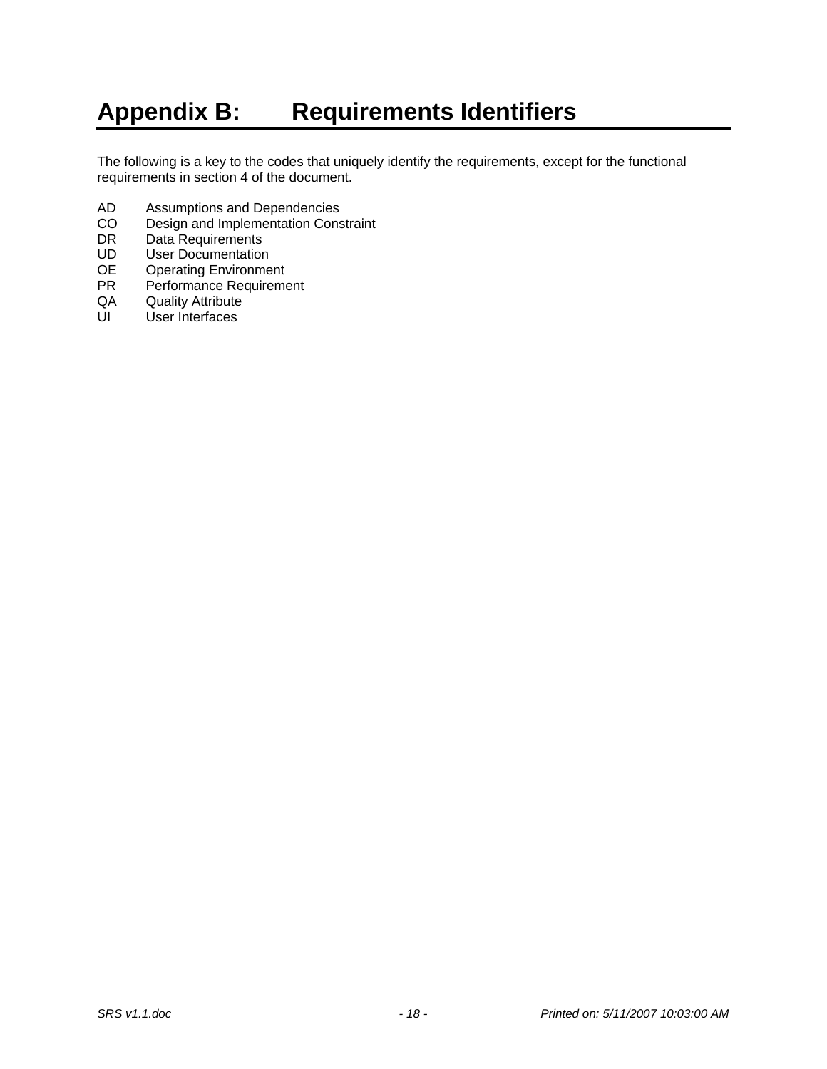# Appendix B: Requirements Identifiers

The following is a key to the codes that uniquely identify the requirements, except for the functional requirements in section 4 of the document.

AD Assumptions and Dependencies
CO Design and Implementation Constraint
DR Data Requirements
UD User Documentation
OE Operating Environment
PR Performance Requirement
QA Quality Attribute
UI User Interfaces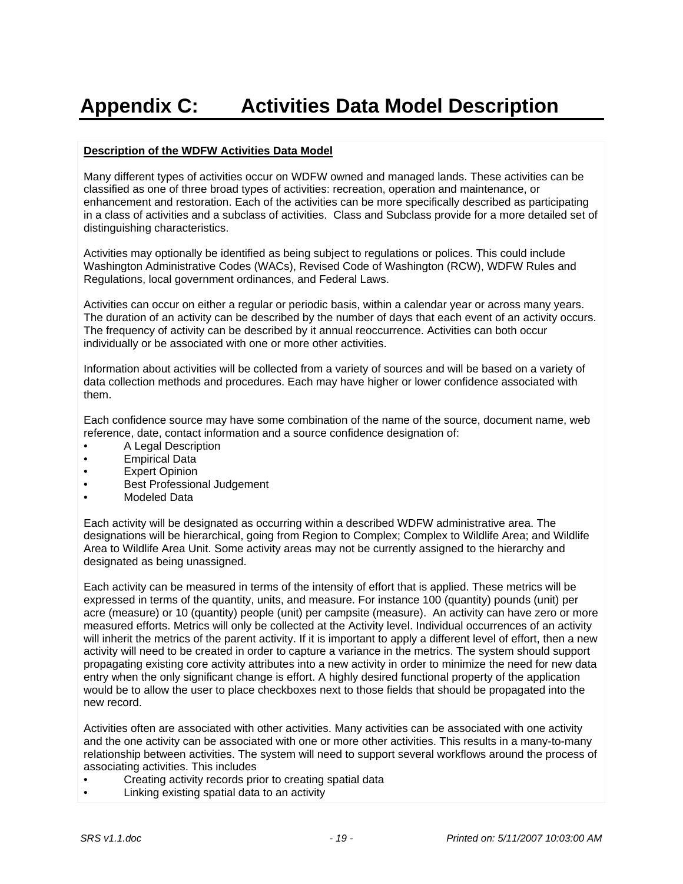# Appendix C: Activities Data Model Description

**Description of the WDFW Activities Data Model**

Many different types of activities occur on WDFW owned and managed lands. These activities can be classified as one of three broad types of activities: recreation, operation and maintenance, or enhancement and restoration. Each of the activities can be more specifically described as participating in a class of activities and a subclass of activities. Class and Subclass provide for a more detailed set of distinguishing characteristics.

Activities may optionally be identified as being subject to regulations or polices. This could include Washington Administrative Codes (WACs), Revised Code of Washington (RCW), WDFW Rules and Regulations, local government ordinances, and Federal Laws.

Activities can occur on either a regular or periodic basis, within a calendar year or across many years. The duration of an activity can be described by the number of days that each event of an activity occurs. The frequency of activity can be described by it annual reoccurrence. Activities can both occur individually or be associated with one or more other activities.

Information about activities will be collected from a variety of sources and will be based on a variety of data collection methods and procedures. Each may have higher or lower confidence associated with them.

Each confidence source may have some combination of the name of the source, document name, web reference, date, contact information and a source confidence designation of:

- A Legal Description
- Empirical Data
- Expert Opinion
- Best Professional Judgement
- Modeled Data

Each activity will be designated as occurring within a described WDFW administrative area. The designations will be hierarchical, going from Region to Complex; Complex to Wildlife Area; and Wildlife Area to Wildlife Area Unit. Some activity areas may not be currently assigned to the hierarchy and designated as being unassigned.

Each activity can be measured in terms of the intensity of effort that is applied. These metrics will be expressed in terms of the quantity, units, and measure. For instance 100 (quantity) pounds (unit) per acre (measure) or 10 (quantity) people (unit) per campsite (measure). An activity can have zero or more measured efforts. Metrics will only be collected at the Activity level. Individual occurrences of an activity will inherit the metrics of the parent activity. If it is important to apply a different level of effort, then a new activity will need to be created in order to capture a variance in the metrics. The system should support propagating existing core activity attributes into a new activity in order to minimize the need for new data entry when the only significant change is effort. A highly desired functional property of the application would be to allow the user to place checkboxes next to those fields that should be propagated into the new record.

Activities often are associated with other activities. Many activities can be associated with one activity and the one activity can be associated with one or more other activities. This results in a many-to-many relationship between activities. The system will need to support several workflows around the process of associating activities. This includes

- Creating activity records prior to creating spatial data
- Linking existing spatial data to an activity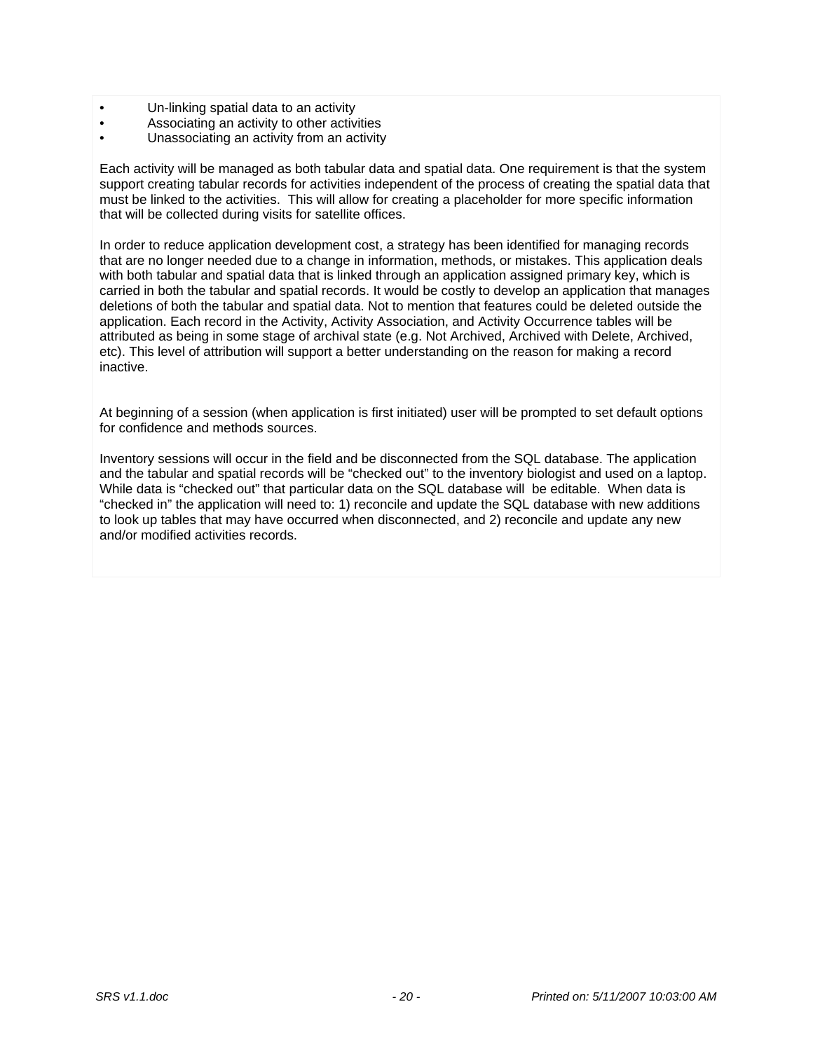- Un-linking spatial data to an activity
- Associating an activity to other activities
- Unassociating an activity from an activity

Each activity will be managed as both tabular data and spatial data. One requirement is that the system support creating tabular records for activities independent of the process of creating the spatial data that must be linked to the activities. This will allow for creating a placeholder for more specific information that will be collected during visits for satellite offices.

In order to reduce application development cost, a strategy has been identified for managing records that are no longer needed due to a change in information, methods, or mistakes. This application deals with both tabular and spatial data that is linked through an application assigned primary key, which is carried in both the tabular and spatial records. It would be costly to develop an application that manages deletions of both the tabular and spatial data. Not to mention that features could be deleted outside the application. Each record in the Activity, Activity Association, and Activity Occurrence tables will be attributed as being in some stage of archival state (e.g. Not Archived, Archived with Delete, Archived, etc). This level of attribution will support a better understanding on the reason for making a record inactive.

At beginning of a session (when application is first initiated) user will be prompted to set default options for confidence and methods sources.

Inventory sessions will occur in the field and be disconnected from the SQL database. The application and the tabular and spatial records will be "checked out" to the inventory biologist and used on a laptop. While data is "checked out" that particular data on the SQL database will be editable. When data is "checked in" the application will need to: 1) reconcile and update the SQL database with new additions to look up tables that may have occurred when disconnected, and 2) reconcile and update any new and/or modified activities records.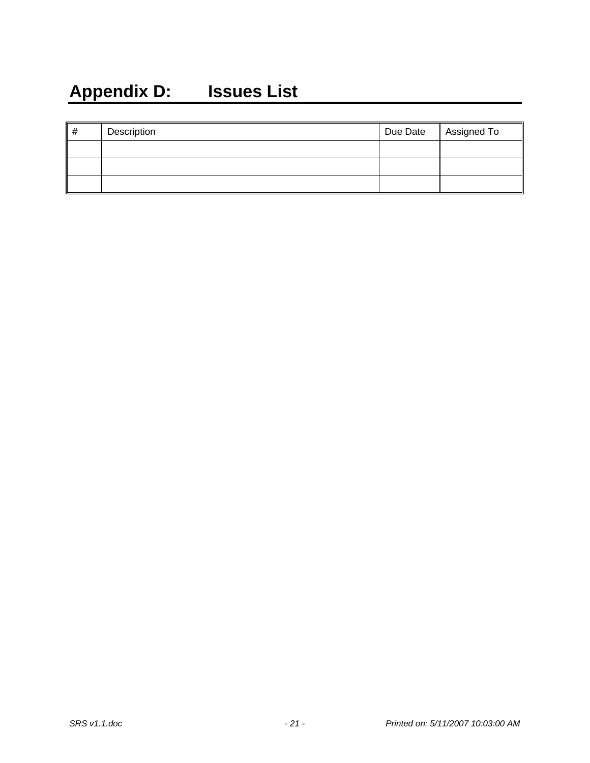# Appendix D: Issues List

| # | Description | Due Date | Assigned To |
|---|---|---|---|
| | | | |
| | | | |
| | | | |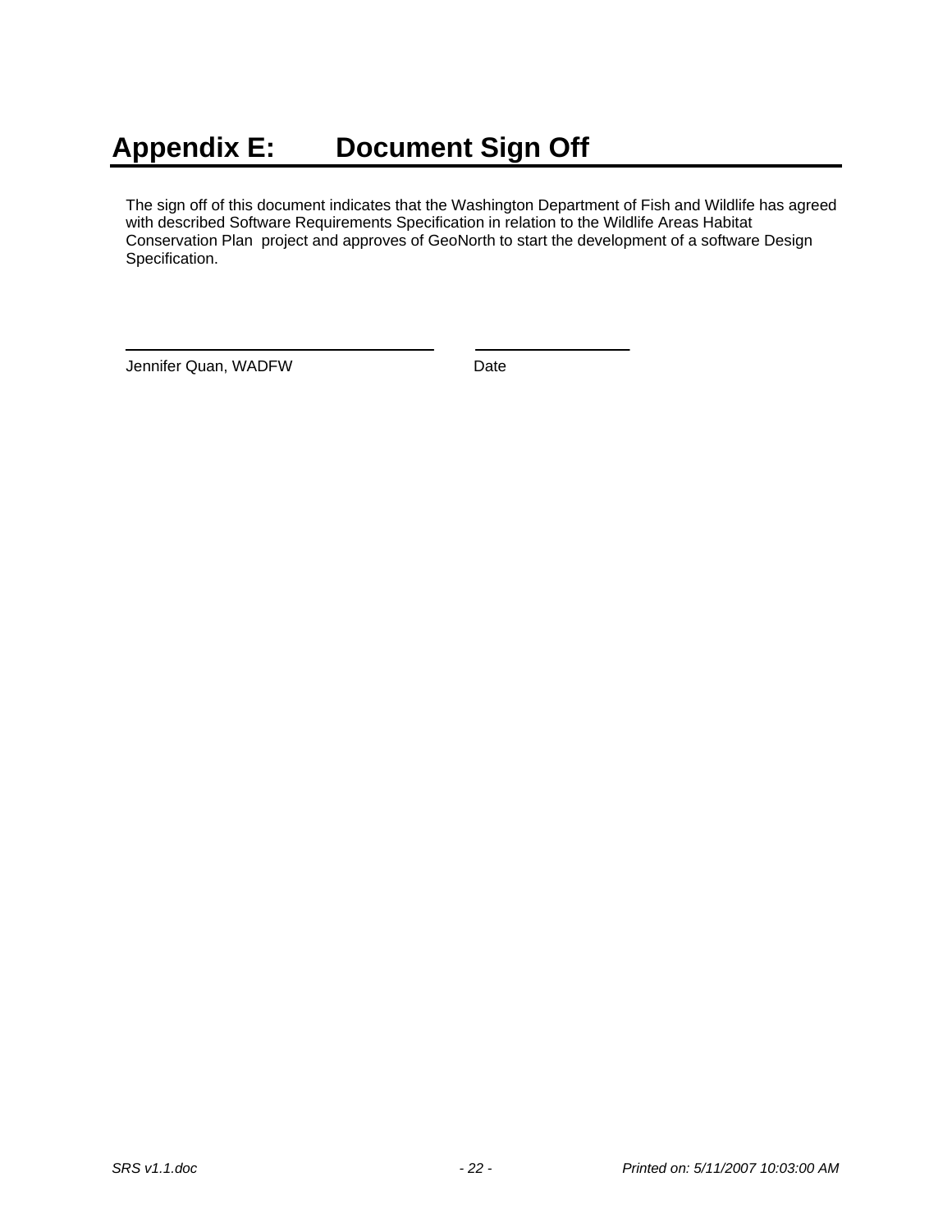# Appendix E: Document Sign Off

The sign off of this document indicates that the Washington Department of Fish and Wildlife has agreed with described Software Requirements Specification in relation to the Wildlife Areas Habitat Conservation Plan project and approves of GeoNorth to start the development of a software Design Specification.

| | |
|---|---|
| \_\_\_\_\_\_\_\_\_\_\_\_\_\_\_\_\_\_\_\_\_\_\_\_\_\_\_\_\_\_ | \_\_\_\_\_\_\_\_\_\_\_\_\_\_\_ |
| Jennifer Quan, WADFW | Date |